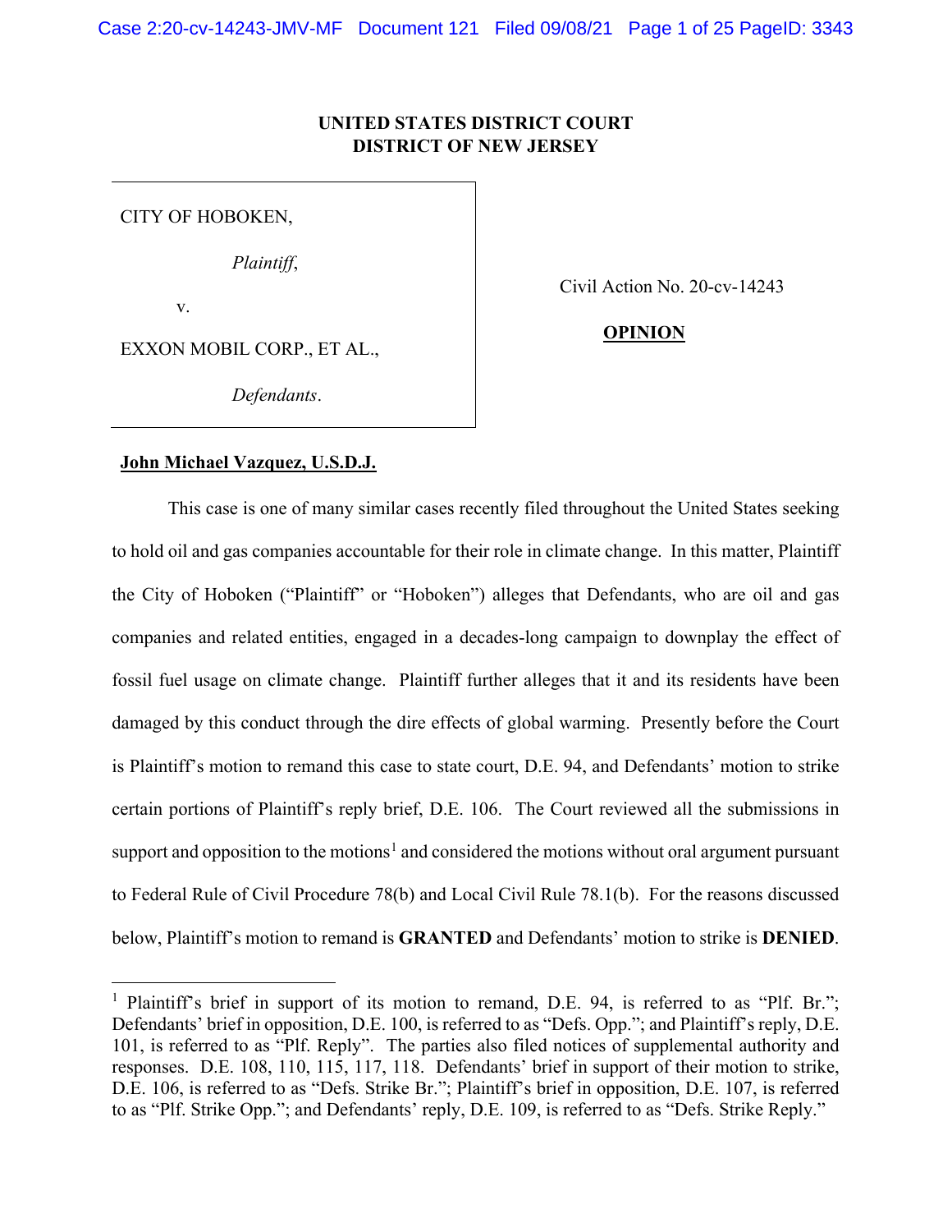**UNITED STATES DISTRICT COURT**
**DISTRICT OF NEW JERSEY**

| | |
|---|---|
| CITY OF HOBOKEN,<br><br>*Plaintiff*,<br><br>v.<br><br>EXXON MOBIL CORP., ET AL.,<br><br>*Defendants*. | Civil Action No. 20-cv-14243<br><br>**OPINION** |

**John Michael Vazquez, U.S.D.J.**

This case is one of many similar cases recently filed throughout the United States seeking to hold oil and gas companies accountable for their role in climate change. In this matter, Plaintiff the City of Hoboken ("Plaintiff" or "Hoboken") alleges that Defendants, who are oil and gas companies and related entities, engaged in a decades-long campaign to downplay the effect of fossil fuel usage on climate change. Plaintiff further alleges that it and its residents have been damaged by this conduct through the dire effects of global warming. Presently before the Court is Plaintiff's motion to remand this case to state court, D.E. 94, and Defendants' motion to strike certain portions of Plaintiff's reply brief, D.E. 106. The Court reviewed all the submissions in support and opposition to the motions[1] and considered the motions without oral argument pursuant to Federal Rule of Civil Procedure 78(b) and Local Civil Rule 78.1(b). For the reasons discussed below, Plaintiff's motion to remand is **GRANTED** and Defendants' motion to strike is **DENIED**.

---

[1] Plaintiff's brief in support of its motion to remand, D.E. 94, is referred to as "Plf. Br."; Defendants' brief in opposition, D.E. 100, is referred to as "Defs. Opp."; and Plaintiff's reply, D.E. 101, is referred to as "Plf. Reply". The parties also filed notices of supplemental authority and responses. D.E. 108, 110, 115, 117, 118. Defendants' brief in support of their motion to strike, D.E. 106, is referred to as "Defs. Strike Br."; Plaintiff's brief in opposition, D.E. 107, is referred to as "Plf. Strike Opp."; and Defendants' reply, D.E. 109, is referred to as "Defs. Strike Reply."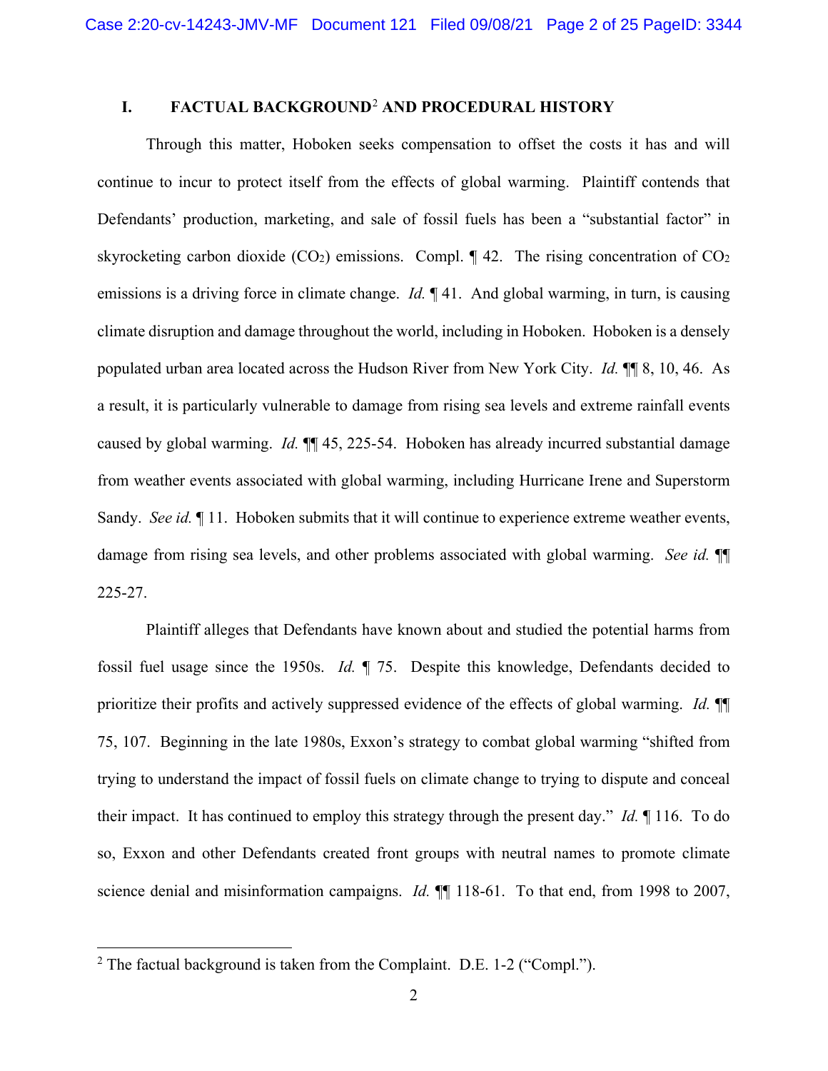## I. FACTUAL BACKGROUND[2] AND PROCEDURAL HISTORY

Through this matter, Hoboken seeks compensation to offset the costs it has and will continue to incur to protect itself from the effects of global warming. Plaintiff contends that Defendants' production, marketing, and sale of fossil fuels has been a "substantial factor" in skyrocketing carbon dioxide ($CO_2$) emissions. Compl. ¶ 42. The rising concentration of $CO_2$ emissions is a driving force in climate change. *Id.* ¶ 41. And global warming, in turn, is causing climate disruption and damage throughout the world, including in Hoboken. Hoboken is a densely populated urban area located across the Hudson River from New York City. *Id.* ¶¶ 8, 10, 46. As a result, it is particularly vulnerable to damage from rising sea levels and extreme rainfall events caused by global warming. *Id.* ¶¶ 45, 225-54. Hoboken has already incurred substantial damage from weather events associated with global warming, including Hurricane Irene and Superstorm Sandy. *See id.* ¶ 11. Hoboken submits that it will continue to experience extreme weather events, damage from rising sea levels, and other problems associated with global warming. *See id.* ¶¶ 225-27.

Plaintiff alleges that Defendants have known about and studied the potential harms from fossil fuel usage since the 1950s. *Id.* ¶ 75. Despite this knowledge, Defendants decided to prioritize their profits and actively suppressed evidence of the effects of global warming. *Id.* ¶¶ 75, 107. Beginning in the late 1980s, Exxon's strategy to combat global warming "shifted from trying to understand the impact of fossil fuels on climate change to trying to dispute and conceal their impact. It has continued to employ this strategy through the present day." *Id.* ¶ 116. To do so, Exxon and other Defendants created front groups with neutral names to promote climate science denial and misinformation campaigns. *Id.* ¶¶ 118-61. To that end, from 1998 to 2007,

[2] The factual background is taken from the Complaint. D.E. 1-2 ("Compl.").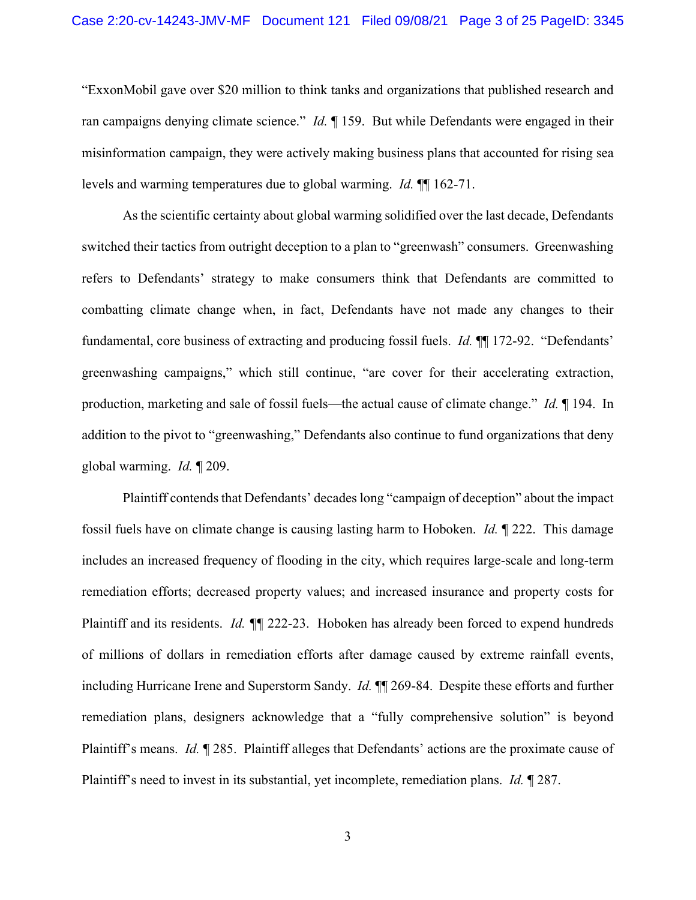"ExxonMobil gave over $20 million to think tanks and organizations that published research and ran campaigns denying climate science." *Id.* ¶ 159. But while Defendants were engaged in their misinformation campaign, they were actively making business plans that accounted for rising sea levels and warming temperatures due to global warming. *Id.* ¶¶ 162-71.

As the scientific certainty about global warming solidified over the last decade, Defendants switched their tactics from outright deception to a plan to "greenwash" consumers. Greenwashing refers to Defendants' strategy to make consumers think that Defendants are committed to combatting climate change when, in fact, Defendants have not made any changes to their fundamental, core business of extracting and producing fossil fuels. *Id.* ¶¶ 172-92. "Defendants' greenwashing campaigns," which still continue, "are cover for their accelerating extraction, production, marketing and sale of fossil fuels—the actual cause of climate change." *Id.* ¶ 194. In addition to the pivot to "greenwashing," Defendants also continue to fund organizations that deny global warming. *Id.* ¶ 209.

Plaintiff contends that Defendants' decades long "campaign of deception" about the impact fossil fuels have on climate change is causing lasting harm to Hoboken. *Id.* ¶ 222. This damage includes an increased frequency of flooding in the city, which requires large-scale and long-term remediation efforts; decreased property values; and increased insurance and property costs for Plaintiff and its residents. *Id.* ¶¶ 222-23. Hoboken has already been forced to expend hundreds of millions of dollars in remediation efforts after damage caused by extreme rainfall events, including Hurricane Irene and Superstorm Sandy. *Id.* ¶¶ 269-84. Despite these efforts and further remediation plans, designers acknowledge that a "fully comprehensive solution" is beyond Plaintiff's means. *Id.* ¶ 285. Plaintiff alleges that Defendants' actions are the proximate cause of Plaintiff's need to invest in its substantial, yet incomplete, remediation plans. *Id.* ¶ 287.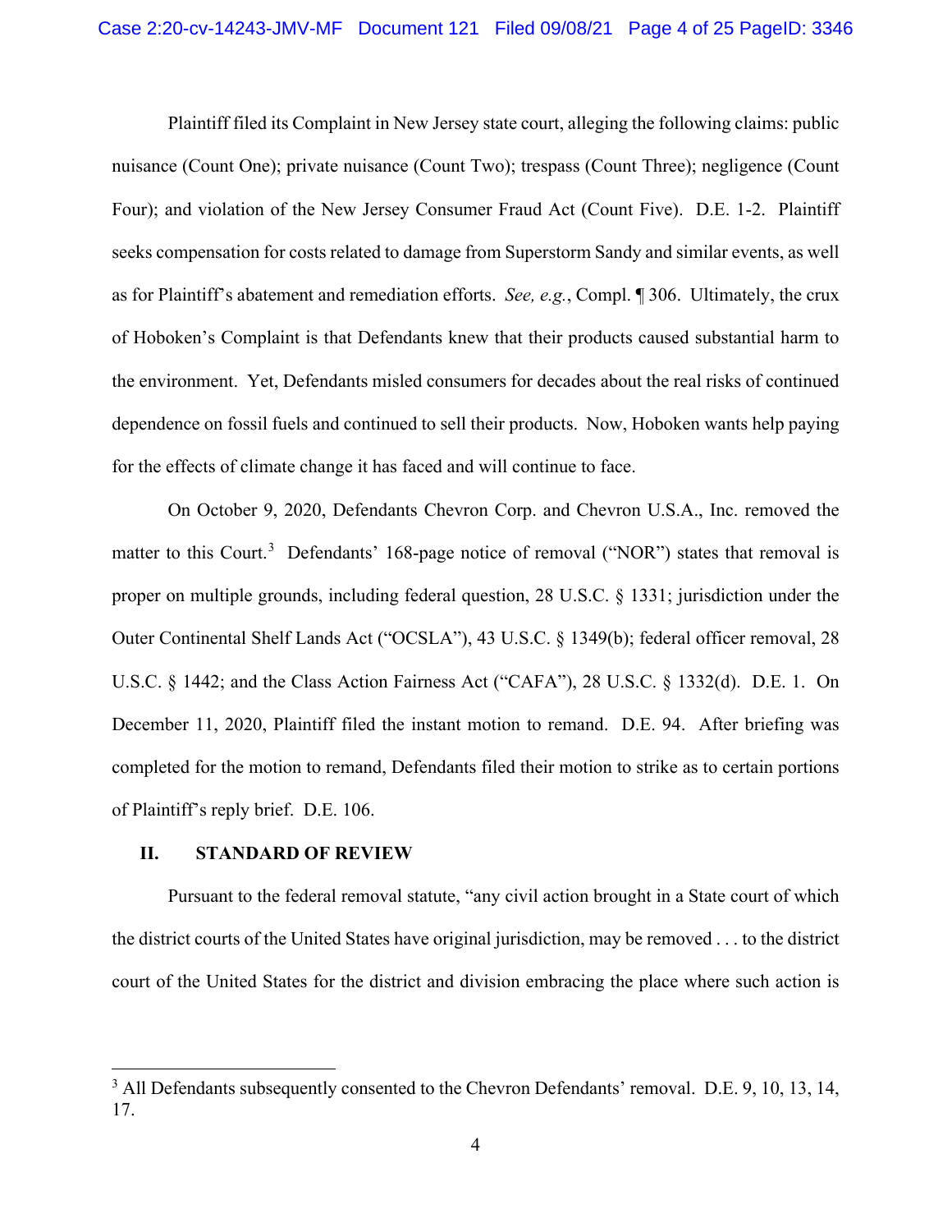Plaintiff filed its Complaint in New Jersey state court, alleging the following claims: public nuisance (Count One); private nuisance (Count Two); trespass (Count Three); negligence (Count Four); and violation of the New Jersey Consumer Fraud Act (Count Five). D.E. 1-2. Plaintiff seeks compensation for costs related to damage from Superstorm Sandy and similar events, as well as for Plaintiff's abatement and remediation efforts. *See, e.g.*, Compl. ¶ 306. Ultimately, the crux of Hoboken's Complaint is that Defendants knew that their products caused substantial harm to the environment. Yet, Defendants misled consumers for decades about the real risks of continued dependence on fossil fuels and continued to sell their products. Now, Hoboken wants help paying for the effects of climate change it has faced and will continue to face.

On October 9, 2020, Defendants Chevron Corp. and Chevron U.S.A., Inc. removed the matter to this Court.[3] Defendants' 168-page notice of removal ("NOR") states that removal is proper on multiple grounds, including federal question, 28 U.S.C. § 1331; jurisdiction under the Outer Continental Shelf Lands Act ("OCSLA"), 43 U.S.C. § 1349(b); federal officer removal, 28 U.S.C. § 1442; and the Class Action Fairness Act ("CAFA"), 28 U.S.C. § 1332(d). D.E. 1. On December 11, 2020, Plaintiff filed the instant motion to remand. D.E. 94. After briefing was completed for the motion to remand, Defendants filed their motion to strike as to certain portions of Plaintiff's reply brief. D.E. 106.

## II. STANDARD OF REVIEW

Pursuant to the federal removal statute, "any civil action brought in a State court of which the district courts of the United States have original jurisdiction, may be removed . . . to the district court of the United States for the district and division embracing the place where such action is

---

[3] All Defendants subsequently consented to the Chevron Defendants' removal. D.E. 9, 10, 13, 14, 17.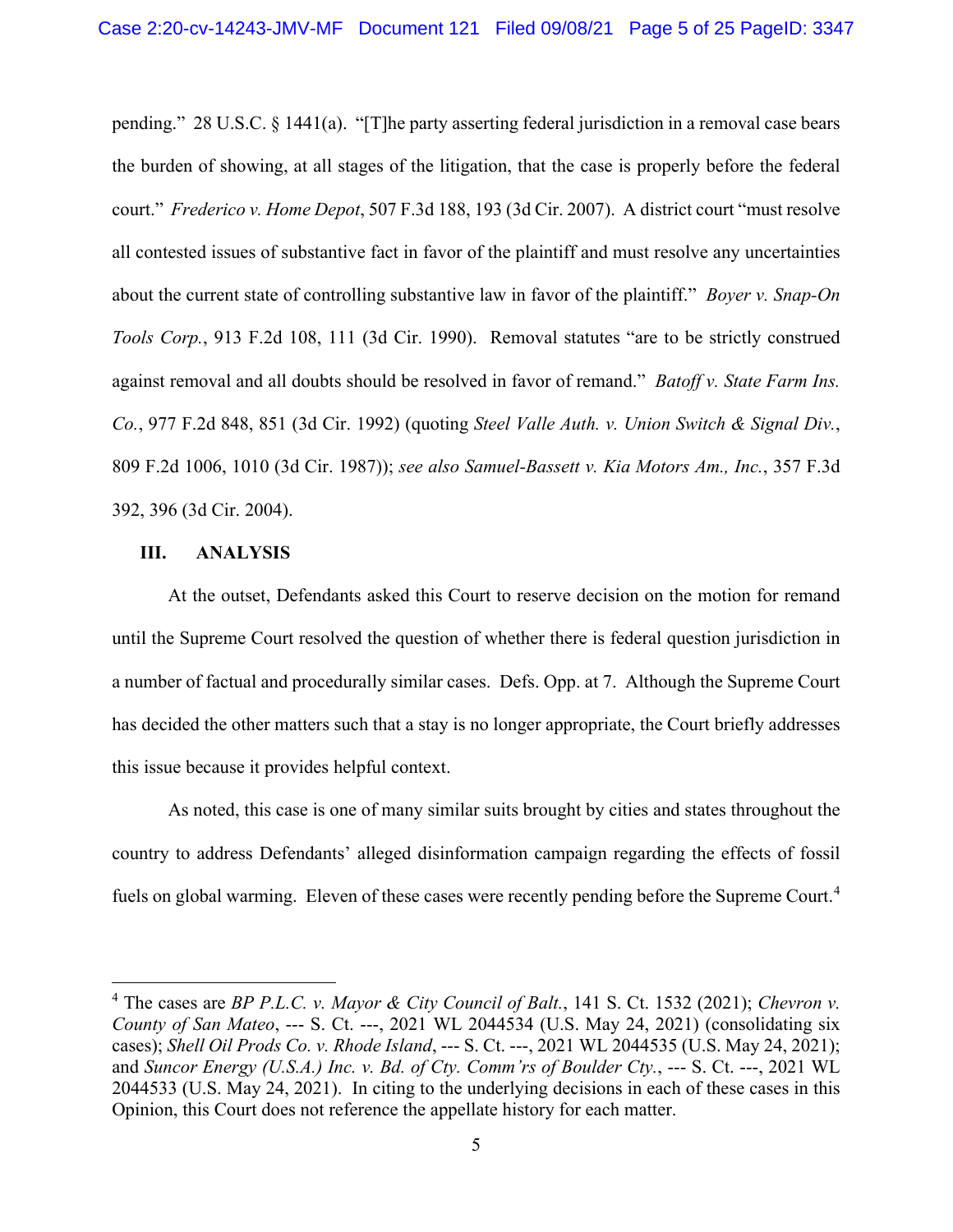pending." 28 U.S.C. § 1441(a). "[T]he party asserting federal jurisdiction in a removal case bears the burden of showing, at all stages of the litigation, that the case is properly before the federal court." *Frederico v. Home Depot*, 507 F.3d 188, 193 (3d Cir. 2007). A district court "must resolve all contested issues of substantive fact in favor of the plaintiff and must resolve any uncertainties about the current state of controlling substantive law in favor of the plaintiff." *Boyer v. Snap-On Tools Corp.*, 913 F.2d 108, 111 (3d Cir. 1990). Removal statutes "are to be strictly construed against removal and all doubts should be resolved in favor of remand." *Batoff v. State Farm Ins. Co.*, 977 F.2d 848, 851 (3d Cir. 1992) (quoting *Steel Valle Auth. v. Union Switch & Signal Div.*, 809 F.2d 1006, 1010 (3d Cir. 1987)); *see also Samuel-Bassett v. Kia Motors Am., Inc.*, 357 F.3d 392, 396 (3d Cir. 2004).

## III. ANALYSIS

At the outset, Defendants asked this Court to reserve decision on the motion for remand until the Supreme Court resolved the question of whether there is federal question jurisdiction in a number of factual and procedurally similar cases. Defs. Opp. at 7. Although the Supreme Court has decided the other matters such that a stay is no longer appropriate, the Court briefly addresses this issue because it provides helpful context.

As noted, this case is one of many similar suits brought by cities and states throughout the country to address Defendants' alleged disinformation campaign regarding the effects of fossil fuels on global warming. Eleven of these cases were recently pending before the Supreme Court.[4]

---

[4] The cases are *BP P.L.C. v. Mayor & City Council of Balt.*, 141 S. Ct. 1532 (2021); *Chevron v. County of San Mateo*, --- S. Ct. ---, 2021 WL 2044534 (U.S. May 24, 2021) (consolidating six cases); *Shell Oil Prods Co. v. Rhode Island*, --- S. Ct. ---, 2021 WL 2044535 (U.S. May 24, 2021); and *Suncor Energy (U.S.A.) Inc. v. Bd. of Cty. Comm'rs of Boulder Cty.*, --- S. Ct. ---, 2021 WL 2044533 (U.S. May 24, 2021). In citing to the underlying decisions in each of these cases in this Opinion, this Court does not reference the appellate history for each matter.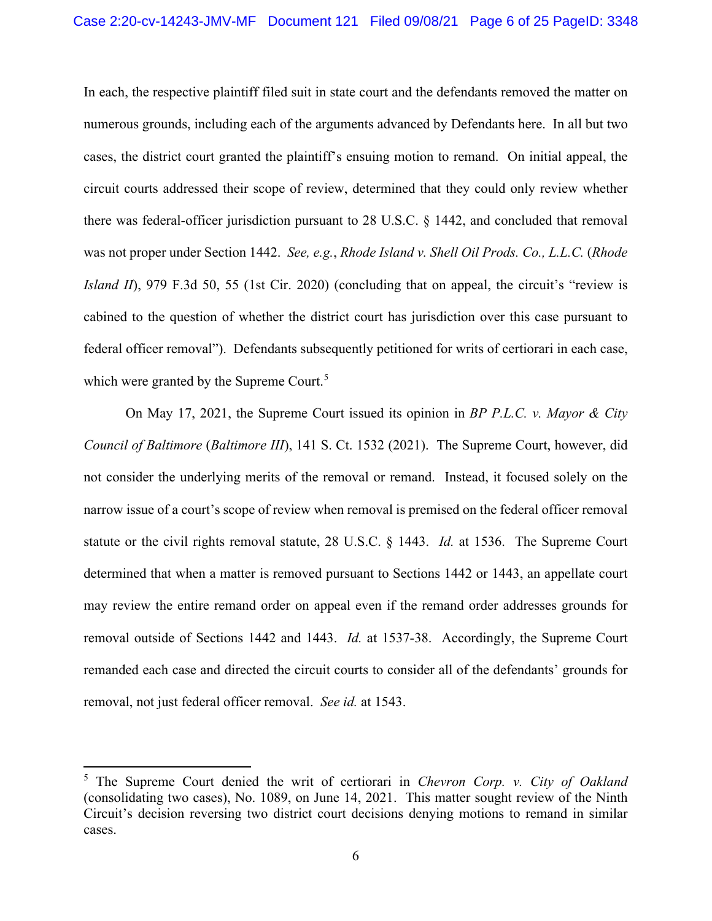In each, the respective plaintiff filed suit in state court and the defendants removed the matter on numerous grounds, including each of the arguments advanced by Defendants here. In all but two cases, the district court granted the plaintiff's ensuing motion to remand. On initial appeal, the circuit courts addressed their scope of review, determined that they could only review whether there was federal-officer jurisdiction pursuant to 28 U.S.C. § 1442, and concluded that removal was not proper under Section 1442. *See, e.g.*, *Rhode Island v. Shell Oil Prods. Co., L.L.C.* (*Rhode Island II*), 979 F.3d 50, 55 (1st Cir. 2020) (concluding that on appeal, the circuit's "review is cabined to the question of whether the district court has jurisdiction over this case pursuant to federal officer removal"). Defendants subsequently petitioned for writs of certiorari in each case, which were granted by the Supreme Court.[5]

On May 17, 2021, the Supreme Court issued its opinion in *BP P.L.C. v. Mayor & City Council of Baltimore* (*Baltimore III*), 141 S. Ct. 1532 (2021). The Supreme Court, however, did not consider the underlying merits of the removal or remand. Instead, it focused solely on the narrow issue of a court's scope of review when removal is premised on the federal officer removal statute or the civil rights removal statute, 28 U.S.C. § 1443. *Id.* at 1536. The Supreme Court determined that when a matter is removed pursuant to Sections 1442 or 1443, an appellate court may review the entire remand order on appeal even if the remand order addresses grounds for removal outside of Sections 1442 and 1443. *Id.* at 1537-38. Accordingly, the Supreme Court remanded each case and directed the circuit courts to consider all of the defendants' grounds for removal, not just federal officer removal. *See id.* at 1543.

---

[5] The Supreme Court denied the writ of certiorari in *Chevron Corp. v. City of Oakland* (consolidating two cases), No. 1089, on June 14, 2021. This matter sought review of the Ninth Circuit's decision reversing two district court decisions denying motions to remand in similar cases.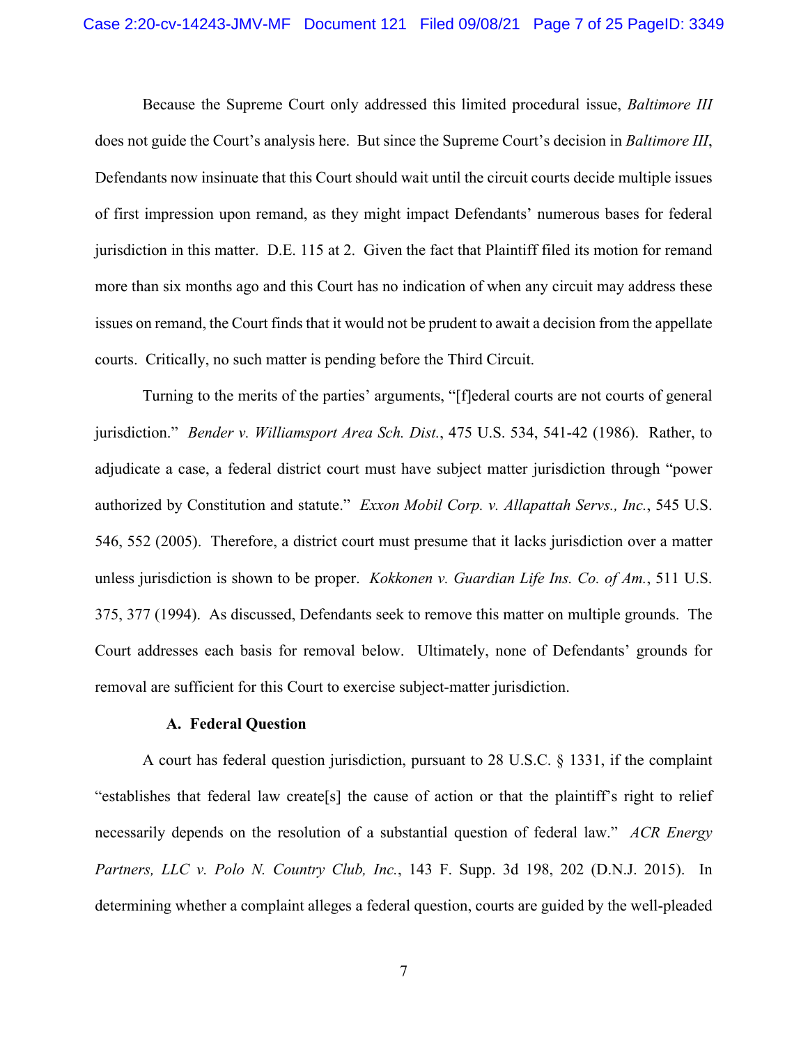Because the Supreme Court only addressed this limited procedural issue, *Baltimore III* does not guide the Court's analysis here. But since the Supreme Court's decision in *Baltimore III*, Defendants now insinuate that this Court should wait until the circuit courts decide multiple issues of first impression upon remand, as they might impact Defendants' numerous bases for federal jurisdiction in this matter. D.E. 115 at 2. Given the fact that Plaintiff filed its motion for remand more than six months ago and this Court has no indication of when any circuit may address these issues on remand, the Court finds that it would not be prudent to await a decision from the appellate courts. Critically, no such matter is pending before the Third Circuit.

Turning to the merits of the parties' arguments, "[f]ederal courts are not courts of general jurisdiction." *Bender v. Williamsport Area Sch. Dist.*, 475 U.S. 534, 541-42 (1986). Rather, to adjudicate a case, a federal district court must have subject matter jurisdiction through "power authorized by Constitution and statute." *Exxon Mobil Corp. v. Allapattah Servs., Inc.*, 545 U.S. 546, 552 (2005). Therefore, a district court must presume that it lacks jurisdiction over a matter unless jurisdiction is shown to be proper. *Kokkonen v. Guardian Life Ins. Co. of Am.*, 511 U.S. 375, 377 (1994). As discussed, Defendants seek to remove this matter on multiple grounds. The Court addresses each basis for removal below. Ultimately, none of Defendants' grounds for removal are sufficient for this Court to exercise subject-matter jurisdiction.

### A. Federal Question

A court has federal question jurisdiction, pursuant to 28 U.S.C. § 1331, if the complaint "establishes that federal law create[s] the cause of action or that the plaintiff's right to relief necessarily depends on the resolution of a substantial question of federal law." *ACR Energy Partners, LLC v. Polo N. Country Club, Inc.*, 143 F. Supp. 3d 198, 202 (D.N.J. 2015). In determining whether a complaint alleges a federal question, courts are guided by the well-pleaded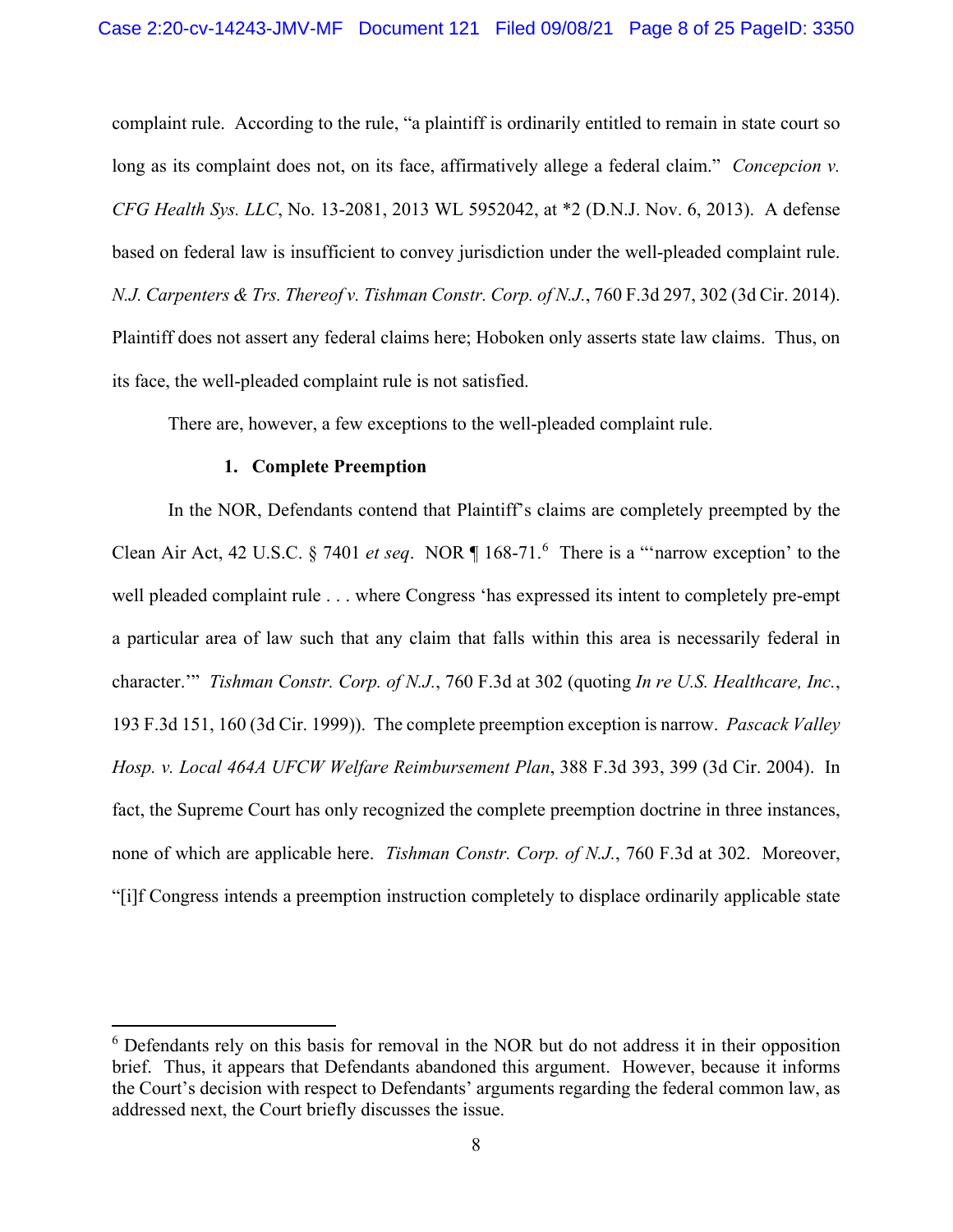complaint rule. According to the rule, "a plaintiff is ordinarily entitled to remain in state court so long as its complaint does not, on its face, affirmatively allege a federal claim." *Concepcion v. CFG Health Sys. LLC*, No. 13-2081, 2013 WL 5952042, at *2 (D.N.J. Nov. 6, 2013). A defense based on federal law is insufficient to convey jurisdiction under the well-pleaded complaint rule. *N.J. Carpenters & Trs. Thereof v. Tishman Constr. Corp. of N.J.*, 760 F.3d 297, 302 (3d Cir. 2014). Plaintiff does not assert any federal claims here; Hoboken only asserts state law claims. Thus, on its face, the well-pleaded complaint rule is not satisfied.

There are, however, a few exceptions to the well-pleaded complaint rule.

### 1. Complete Preemption

In the NOR, Defendants contend that Plaintiff's claims are completely preempted by the Clean Air Act, 42 U.S.C. § 7401 *et seq*. NOR ¶ 168-71.[6] There is a "'narrow exception' to the well pleaded complaint rule . . . where Congress 'has expressed its intent to completely pre-empt a particular area of law such that any claim that falls within this area is necessarily federal in character.'" *Tishman Constr. Corp. of N.J.*, 760 F.3d at 302 (quoting *In re U.S. Healthcare, Inc.*, 193 F.3d 151, 160 (3d Cir. 1999)). The complete preemption exception is narrow. *Pascack Valley Hosp. v. Local 464A UFCW Welfare Reimbursement Plan*, 388 F.3d 393, 399 (3d Cir. 2004). In fact, the Supreme Court has only recognized the complete preemption doctrine in three instances, none of which are applicable here. *Tishman Constr. Corp. of N.J.*, 760 F.3d at 302. Moreover, "[i]f Congress intends a preemption instruction completely to displace ordinarily applicable state

---

[6] Defendants rely on this basis for removal in the NOR but do not address it in their opposition brief. Thus, it appears that Defendants abandoned this argument. However, because it informs the Court's decision with respect to Defendants' arguments regarding the federal common law, as addressed next, the Court briefly discusses the issue.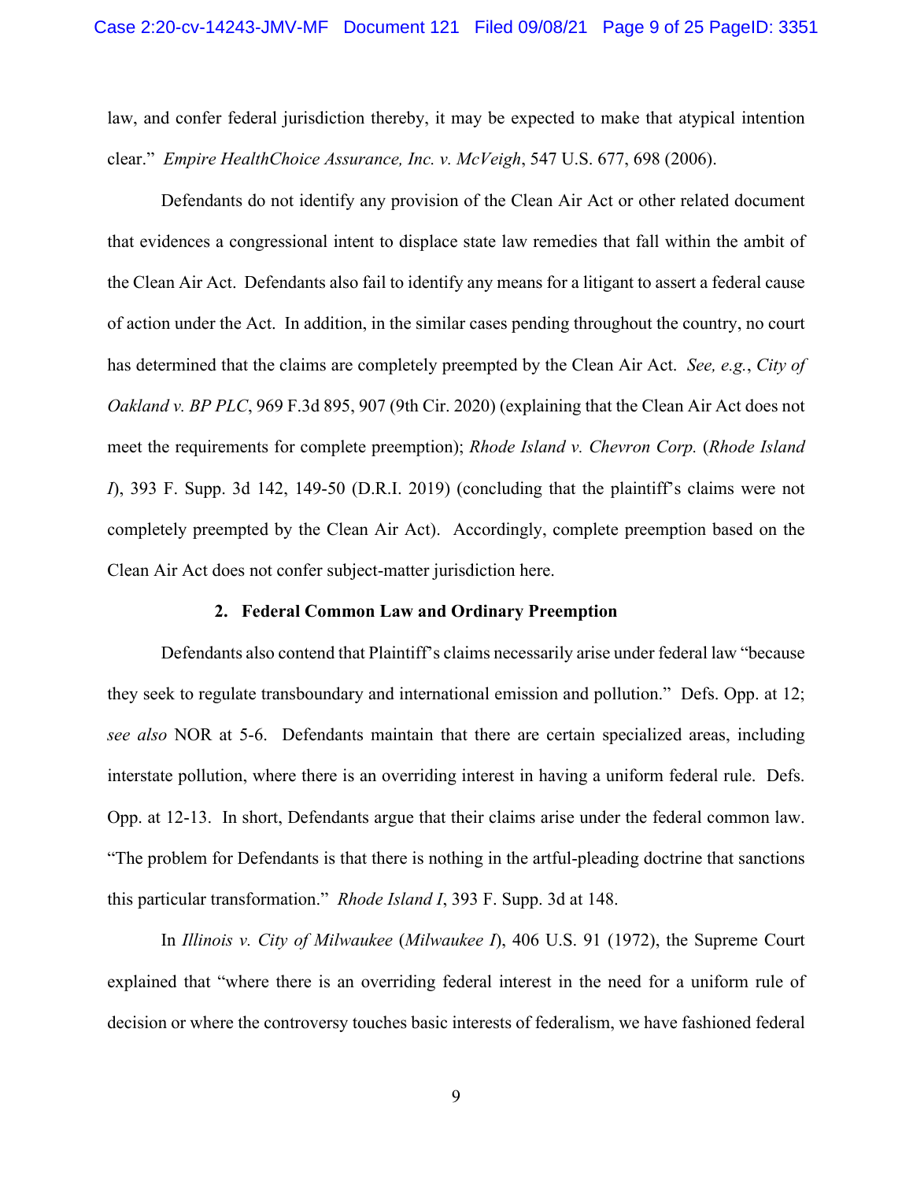law, and confer federal jurisdiction thereby, it may be expected to make that atypical intention clear." *Empire HealthChoice Assurance, Inc. v. McVeigh*, 547 U.S. 677, 698 (2006).

Defendants do not identify any provision of the Clean Air Act or other related document that evidences a congressional intent to displace state law remedies that fall within the ambit of the Clean Air Act. Defendants also fail to identify any means for a litigant to assert a federal cause of action under the Act. In addition, in the similar cases pending throughout the country, no court has determined that the claims are completely preempted by the Clean Air Act. *See, e.g.*, *City of Oakland v. BP PLC*, 969 F.3d 895, 907 (9th Cir. 2020) (explaining that the Clean Air Act does not meet the requirements for complete preemption); *Rhode Island v. Chevron Corp.* (*Rhode Island I*), 393 F. Supp. 3d 142, 149-50 (D.R.I. 2019) (concluding that the plaintiff's claims were not completely preempted by the Clean Air Act). Accordingly, complete preemption based on the Clean Air Act does not confer subject-matter jurisdiction here.

**2. Federal Common Law and Ordinary Preemption**

Defendants also contend that Plaintiff's claims necessarily arise under federal law "because they seek to regulate transboundary and international emission and pollution." Defs. Opp. at 12; *see also* NOR at 5-6. Defendants maintain that there are certain specialized areas, including interstate pollution, where there is an overriding interest in having a uniform federal rule. Defs. Opp. at 12-13. In short, Defendants argue that their claims arise under the federal common law. "The problem for Defendants is that there is nothing in the artful-pleading doctrine that sanctions this particular transformation." *Rhode Island I*, 393 F. Supp. 3d at 148.

In *Illinois v. City of Milwaukee* (*Milwaukee I*), 406 U.S. 91 (1972), the Supreme Court explained that "where there is an overriding federal interest in the need for a uniform rule of decision or where the controversy touches basic interests of federalism, we have fashioned federal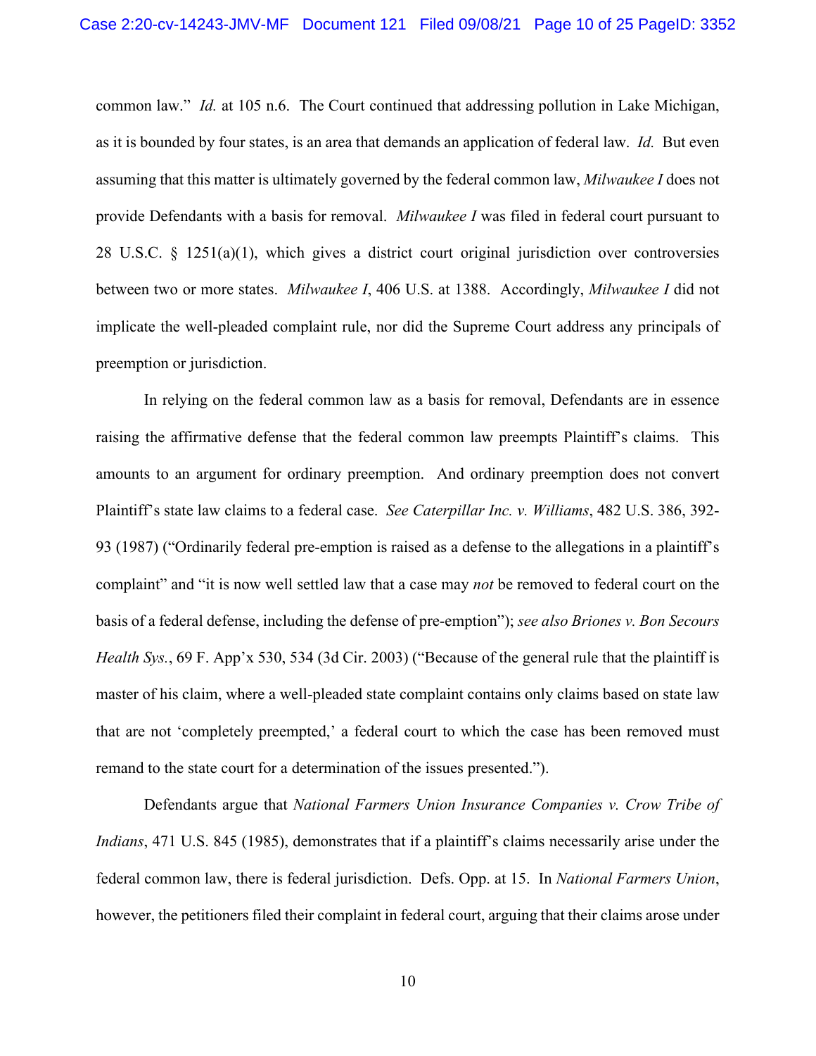common law." *Id.* at 105 n.6. The Court continued that addressing pollution in Lake Michigan, as it is bounded by four states, is an area that demands an application of federal law. *Id.* But even assuming that this matter is ultimately governed by the federal common law, *Milwaukee I* does not provide Defendants with a basis for removal. *Milwaukee I* was filed in federal court pursuant to 28 U.S.C. § 1251(a)(1), which gives a district court original jurisdiction over controversies between two or more states. *Milwaukee I*, 406 U.S. at 1388. Accordingly, *Milwaukee I* did not implicate the well-pleaded complaint rule, nor did the Supreme Court address any principals of preemption or jurisdiction.

In relying on the federal common law as a basis for removal, Defendants are in essence raising the affirmative defense that the federal common law preempts Plaintiff's claims. This amounts to an argument for ordinary preemption. And ordinary preemption does not convert Plaintiff's state law claims to a federal case. *See Caterpillar Inc. v. Williams*, 482 U.S. 386, 392-93 (1987) ("Ordinarily federal pre-emption is raised as a defense to the allegations in a plaintiff's complaint" and "it is now well settled law that a case may *not* be removed to federal court on the basis of a federal defense, including the defense of pre-emption"); *see also Briones v. Bon Secours Health Sys.*, 69 F. App'x 530, 534 (3d Cir. 2003) ("Because of the general rule that the plaintiff is master of his claim, where a well-pleaded state complaint contains only claims based on state law that are not 'completely preempted,' a federal court to which the case has been removed must remand to the state court for a determination of the issues presented.").

Defendants argue that *National Farmers Union Insurance Companies v. Crow Tribe of Indians*, 471 U.S. 845 (1985), demonstrates that if a plaintiff's claims necessarily arise under the federal common law, there is federal jurisdiction. Defs. Opp. at 15. In *National Farmers Union*, however, the petitioners filed their complaint in federal court, arguing that their claims arose under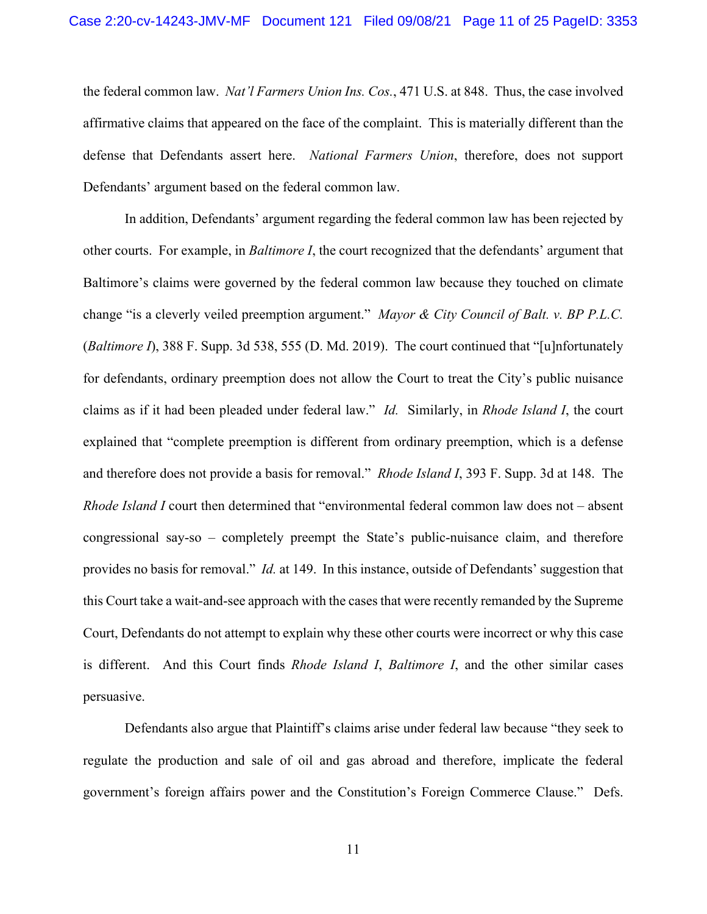the federal common law. *Nat'l Farmers Union Ins. Cos.*, 471 U.S. at 848. Thus, the case involved affirmative claims that appeared on the face of the complaint. This is materially different than the defense that Defendants assert here. *National Farmers Union*, therefore, does not support Defendants' argument based on the federal common law.

In addition, Defendants' argument regarding the federal common law has been rejected by other courts. For example, in *Baltimore I*, the court recognized that the defendants' argument that Baltimore's claims were governed by the federal common law because they touched on climate change "is a cleverly veiled preemption argument." *Mayor & City Council of Balt. v. BP P.L.C.* (*Baltimore I*), 388 F. Supp. 3d 538, 555 (D. Md. 2019). The court continued that "[u]nfortunately for defendants, ordinary preemption does not allow the Court to treat the City's public nuisance claims as if it had been pleaded under federal law." *Id.* Similarly, in *Rhode Island I*, the court explained that "complete preemption is different from ordinary preemption, which is a defense and therefore does not provide a basis for removal." *Rhode Island I*, 393 F. Supp. 3d at 148. The *Rhode Island I* court then determined that "environmental federal common law does not – absent congressional say-so – completely preempt the State's public-nuisance claim, and therefore provides no basis for removal." *Id.* at 149. In this instance, outside of Defendants' suggestion that this Court take a wait-and-see approach with the cases that were recently remanded by the Supreme Court, Defendants do not attempt to explain why these other courts were incorrect or why this case is different. And this Court finds *Rhode Island I*, *Baltimore I*, and the other similar cases persuasive.

Defendants also argue that Plaintiff's claims arise under federal law because "they seek to regulate the production and sale of oil and gas abroad and therefore, implicate the federal government's foreign affairs power and the Constitution's Foreign Commerce Clause." Defs.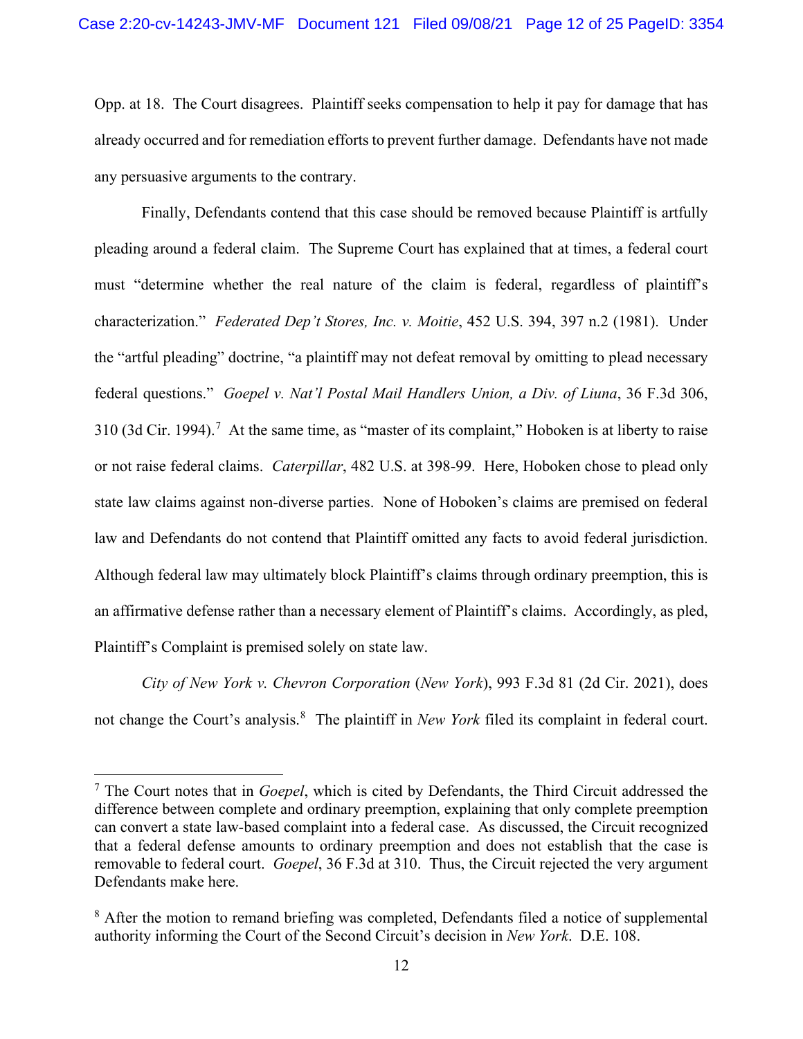Opp. at 18. The Court disagrees. Plaintiff seeks compensation to help it pay for damage that has already occurred and for remediation efforts to prevent further damage. Defendants have not made any persuasive arguments to the contrary.

Finally, Defendants contend that this case should be removed because Plaintiff is artfully pleading around a federal claim. The Supreme Court has explained that at times, a federal court must "determine whether the real nature of the claim is federal, regardless of plaintiff's characterization." *Federated Dep't Stores, Inc. v. Moitie*, 452 U.S. 394, 397 n.2 (1981). Under the "artful pleading" doctrine, "a plaintiff may not defeat removal by omitting to plead necessary federal questions." *Goepel v. Nat'l Postal Mail Handlers Union, a Div. of Liuna*, 36 F.3d 306, 310 (3d Cir. 1994).[7] At the same time, as "master of its complaint," Hoboken is at liberty to raise or not raise federal claims. *Caterpillar*, 482 U.S. at 398-99. Here, Hoboken chose to plead only state law claims against non-diverse parties. None of Hoboken's claims are premised on federal law and Defendants do not contend that Plaintiff omitted any facts to avoid federal jurisdiction. Although federal law may ultimately block Plaintiff's claims through ordinary preemption, this is an affirmative defense rather than a necessary element of Plaintiff's claims. Accordingly, as pled, Plaintiff's Complaint is premised solely on state law.

*City of New York v. Chevron Corporation* (*New York*), 993 F.3d 81 (2d Cir. 2021), does not change the Court's analysis.[8] The plaintiff in *New York* filed its complaint in federal court.

---

[7] The Court notes that in *Goepel*, which is cited by Defendants, the Third Circuit addressed the difference between complete and ordinary preemption, explaining that only complete preemption can convert a state law-based complaint into a federal case. As discussed, the Circuit recognized that a federal defense amounts to ordinary preemption and does not establish that the case is removable to federal court. *Goepel*, 36 F.3d at 310. Thus, the Circuit rejected the very argument Defendants make here.

[8] After the motion to remand briefing was completed, Defendants filed a notice of supplemental authority informing the Court of the Second Circuit's decision in *New York*. D.E. 108.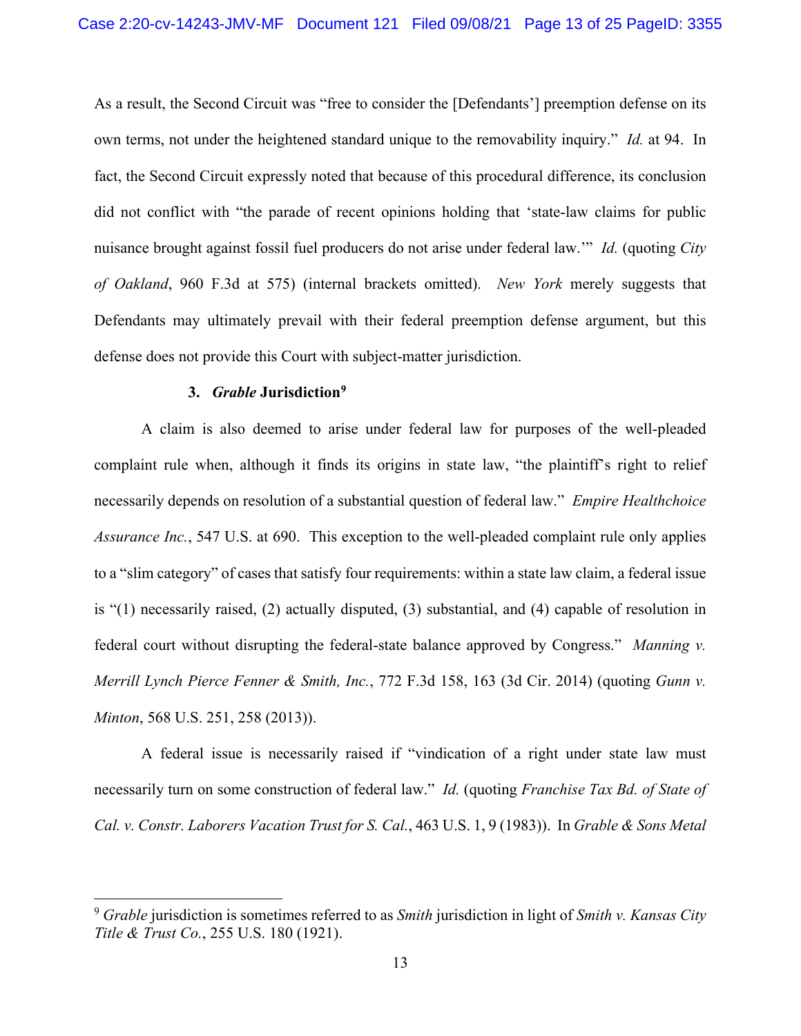As a result, the Second Circuit was "free to consider the [Defendants'] preemption defense on its own terms, not under the heightened standard unique to the removability inquiry." *Id.* at 94. In fact, the Second Circuit expressly noted that because of this procedural difference, its conclusion did not conflict with "the parade of recent opinions holding that 'state-law claims for public nuisance brought against fossil fuel producers do not arise under federal law.'" *Id.* (quoting *City of Oakland*, 960 F.3d at 575) (internal brackets omitted). *New York* merely suggests that Defendants may ultimately prevail with their federal preemption defense argument, but this defense does not provide this Court with subject-matter jurisdiction.

### 3. *Grable* Jurisdiction[9]

A claim is also deemed to arise under federal law for purposes of the well-pleaded complaint rule when, although it finds its origins in state law, "the plaintiff's right to relief necessarily depends on resolution of a substantial question of federal law." *Empire Healthchoice Assurance Inc.*, 547 U.S. at 690. This exception to the well-pleaded complaint rule only applies to a "slim category" of cases that satisfy four requirements: within a state law claim, a federal issue is "(1) necessarily raised, (2) actually disputed, (3) substantial, and (4) capable of resolution in federal court without disrupting the federal-state balance approved by Congress." *Manning v. Merrill Lynch Pierce Fenner & Smith, Inc.*, 772 F.3d 158, 163 (3d Cir. 2014) (quoting *Gunn v. Minton*, 568 U.S. 251, 258 (2013)).

A federal issue is necessarily raised if "vindication of a right under state law must necessarily turn on some construction of federal law." *Id.* (quoting *Franchise Tax Bd. of State of Cal. v. Constr. Laborers Vacation Trust for S. Cal.*, 463 U.S. 1, 9 (1983)). In *Grable & Sons Metal*

---

[9] *Grable* jurisdiction is sometimes referred to as *Smith* jurisdiction in light of *Smith v. Kansas City Title & Trust Co.*, 255 U.S. 180 (1921).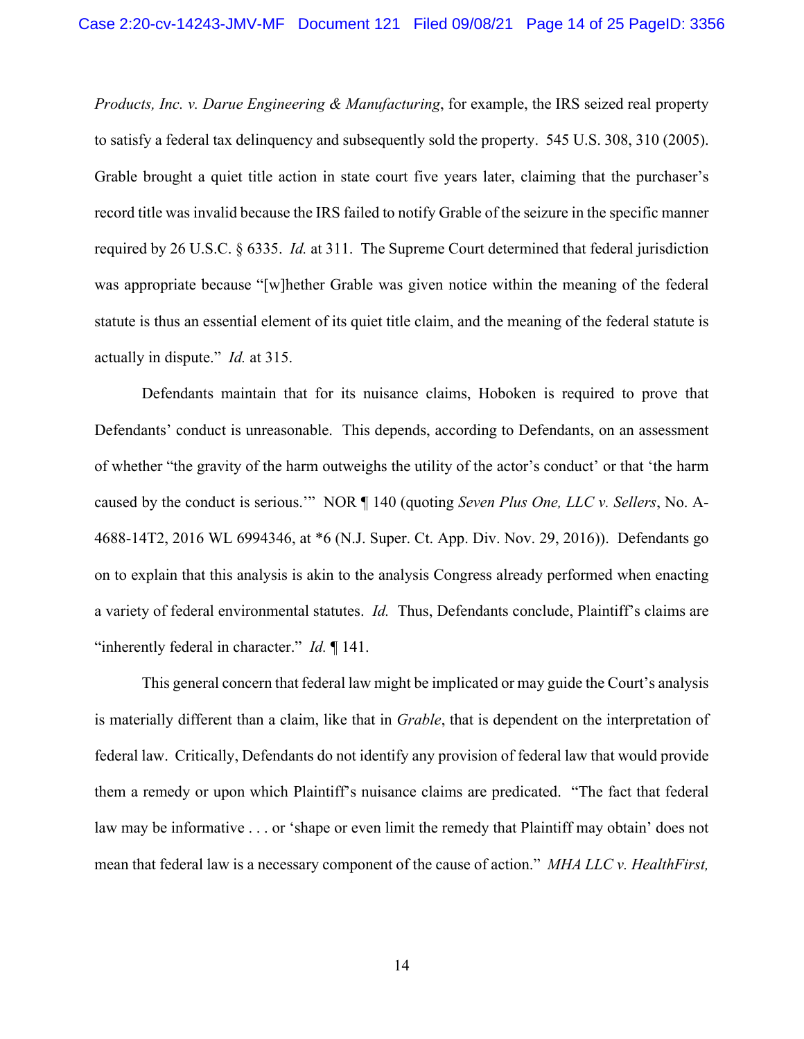*Products, Inc. v. Darue Engineering & Manufacturing*, for example, the IRS seized real property to satisfy a federal tax delinquency and subsequently sold the property. 545 U.S. 308, 310 (2005). Grable brought a quiet title action in state court five years later, claiming that the purchaser's record title was invalid because the IRS failed to notify Grable of the seizure in the specific manner required by 26 U.S.C. § 6335. *Id.* at 311. The Supreme Court determined that federal jurisdiction was appropriate because "[w]hether Grable was given notice within the meaning of the federal statute is thus an essential element of its quiet title claim, and the meaning of the federal statute is actually in dispute." *Id.* at 315.

Defendants maintain that for its nuisance claims, Hoboken is required to prove that Defendants' conduct is unreasonable. This depends, according to Defendants, on an assessment of whether "the gravity of the harm outweighs the utility of the actor's conduct' or that 'the harm caused by the conduct is serious.'" NOR ¶ 140 (quoting *Seven Plus One, LLC v. Sellers*, No. A-4688-14T2, 2016 WL 6994346, at *6 (N.J. Super. Ct. App. Div. Nov. 29, 2016)). Defendants go on to explain that this analysis is akin to the analysis Congress already performed when enacting a variety of federal environmental statutes. *Id.* Thus, Defendants conclude, Plaintiff's claims are "inherently federal in character." *Id.* ¶ 141.

This general concern that federal law might be implicated or may guide the Court's analysis is materially different than a claim, like that in *Grable*, that is dependent on the interpretation of federal law. Critically, Defendants do not identify any provision of federal law that would provide them a remedy or upon which Plaintiff's nuisance claims are predicated. "The fact that federal law may be informative . . . or 'shape or even limit the remedy that Plaintiff may obtain' does not mean that federal law is a necessary component of the cause of action." *MHA LLC v. HealthFirst,*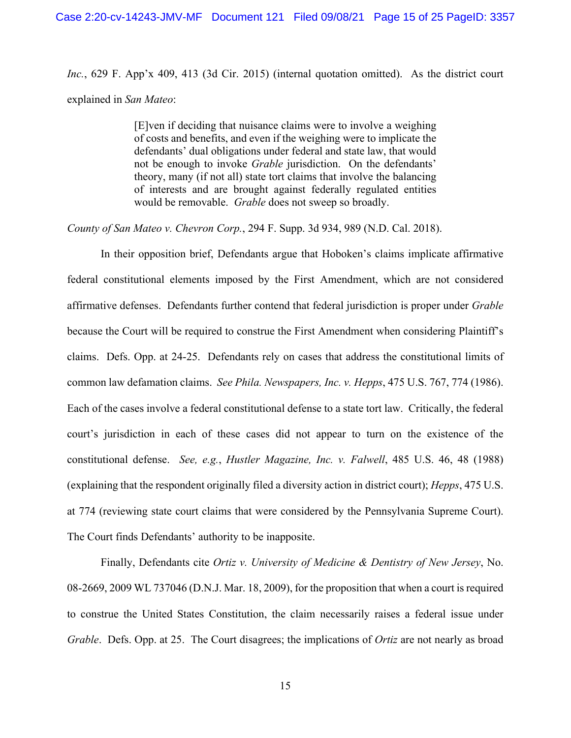*Inc.*, 629 F. App'x 409, 413 (3d Cir. 2015) (internal quotation omitted). As the district court explained in *San Mateo*:

> [E]ven if deciding that nuisance claims were to involve a weighing of costs and benefits, and even if the weighing were to implicate the defendants' dual obligations under federal and state law, that would not be enough to invoke *Grable* jurisdiction. On the defendants' theory, many (if not all) state tort claims that involve the balancing of interests and are brought against federally regulated entities would be removable. *Grable* does not sweep so broadly.

*County of San Mateo v. Chevron Corp.*, 294 F. Supp. 3d 934, 989 (N.D. Cal. 2018).

In their opposition brief, Defendants argue that Hoboken's claims implicate affirmative federal constitutional elements imposed by the First Amendment, which are not considered affirmative defenses. Defendants further contend that federal jurisdiction is proper under *Grable* because the Court will be required to construe the First Amendment when considering Plaintiff's claims. Defs. Opp. at 24-25. Defendants rely on cases that address the constitutional limits of common law defamation claims. *See Phila. Newspapers, Inc. v. Hepps*, 475 U.S. 767, 774 (1986). Each of the cases involve a federal constitutional defense to a state tort law. Critically, the federal court's jurisdiction in each of these cases did not appear to turn on the existence of the constitutional defense. *See, e.g.*, *Hustler Magazine, Inc. v. Falwell*, 485 U.S. 46, 48 (1988) (explaining that the respondent originally filed a diversity action in district court); *Hepps*, 475 U.S. at 774 (reviewing state court claims that were considered by the Pennsylvania Supreme Court). The Court finds Defendants' authority to be inapposite.

Finally, Defendants cite *Ortiz v. University of Medicine & Dentistry of New Jersey*, No. 08-2669, 2009 WL 737046 (D.N.J. Mar. 18, 2009), for the proposition that when a court is required to construe the United States Constitution, the claim necessarily raises a federal issue under *Grable*. Defs. Opp. at 25. The Court disagrees; the implications of *Ortiz* are not nearly as broad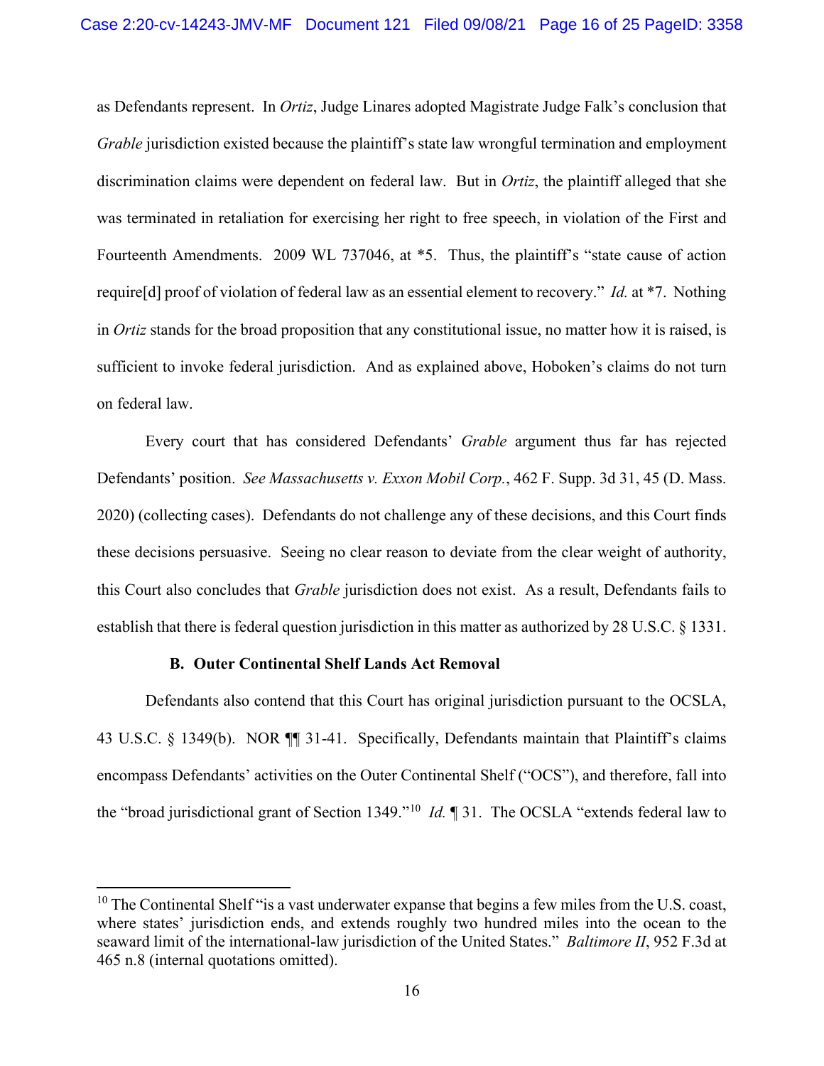as Defendants represent. In *Ortiz*, Judge Linares adopted Magistrate Judge Falk's conclusion that *Grable* jurisdiction existed because the plaintiff's state law wrongful termination and employment discrimination claims were dependent on federal law. But in *Ortiz*, the plaintiff alleged that she was terminated in retaliation for exercising her right to free speech, in violation of the First and Fourteenth Amendments. 2009 WL 737046, at *5. Thus, the plaintiff's "state cause of action require[d] proof of violation of federal law as an essential element to recovery." *Id.* at *7. Nothing in *Ortiz* stands for the broad proposition that any constitutional issue, no matter how it is raised, is sufficient to invoke federal jurisdiction. And as explained above, Hoboken's claims do not turn on federal law.

Every court that has considered Defendants' *Grable* argument thus far has rejected Defendants' position. *See Massachusetts v. Exxon Mobil Corp.*, 462 F. Supp. 3d 31, 45 (D. Mass. 2020) (collecting cases). Defendants do not challenge any of these decisions, and this Court finds these decisions persuasive. Seeing no clear reason to deviate from the clear weight of authority, this Court also concludes that *Grable* jurisdiction does not exist. As a result, Defendants fails to establish that there is federal question jurisdiction in this matter as authorized by 28 U.S.C. § 1331.

### B. Outer Continental Shelf Lands Act Removal

Defendants also contend that this Court has original jurisdiction pursuant to the OCSLA, 43 U.S.C. § 1349(b). NOR ¶¶ 31-41. Specifically, Defendants maintain that Plaintiff's claims encompass Defendants' activities on the Outer Continental Shelf ("OCS"), and therefore, fall into the "broad jurisdictional grant of Section 1349."[10] *Id.* ¶ 31. The OCSLA "extends federal law to

[10] The Continental Shelf "is a vast underwater expanse that begins a few miles from the U.S. coast, where states' jurisdiction ends, and extends roughly two hundred miles into the ocean to the seaward limit of the international-law jurisdiction of the United States." *Baltimore II*, 952 F.3d at 465 n.8 (internal quotations omitted).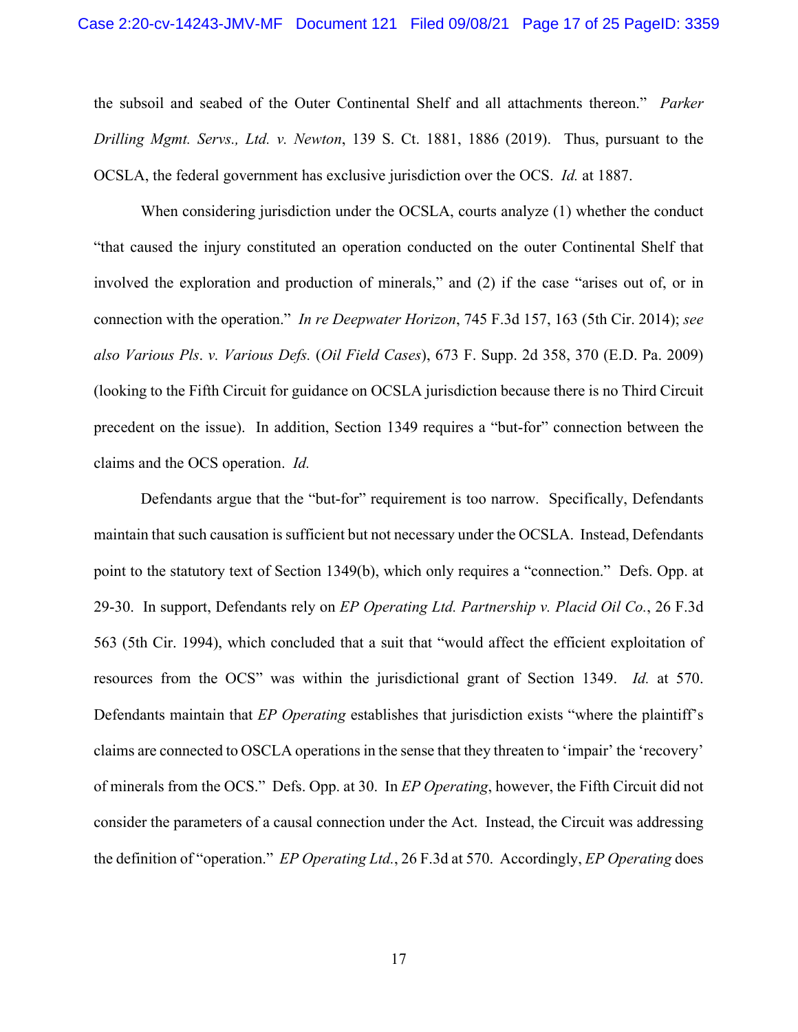the subsoil and seabed of the Outer Continental Shelf and all attachments thereon." *Parker Drilling Mgmt. Servs., Ltd. v. Newton*, 139 S. Ct. 1881, 1886 (2019). Thus, pursuant to the OCSLA, the federal government has exclusive jurisdiction over the OCS. *Id.* at 1887.

When considering jurisdiction under the OCSLA, courts analyze (1) whether the conduct "that caused the injury constituted an operation conducted on the outer Continental Shelf that involved the exploration and production of minerals," and (2) if the case "arises out of, or in connection with the operation." *In re Deepwater Horizon*, 745 F.3d 157, 163 (5th Cir. 2014); *see also Various Pls. v. Various Defs.* (*Oil Field Cases*), 673 F. Supp. 2d 358, 370 (E.D. Pa. 2009) (looking to the Fifth Circuit for guidance on OCSLA jurisdiction because there is no Third Circuit precedent on the issue). In addition, Section 1349 requires a "but-for" connection between the claims and the OCS operation. *Id.*

Defendants argue that the "but-for" requirement is too narrow. Specifically, Defendants maintain that such causation is sufficient but not necessary under the OCSLA. Instead, Defendants point to the statutory text of Section 1349(b), which only requires a "connection." Defs. Opp. at 29-30. In support, Defendants rely on *EP Operating Ltd. Partnership v. Placid Oil Co.*, 26 F.3d 563 (5th Cir. 1994), which concluded that a suit that "would affect the efficient exploitation of resources from the OCS" was within the jurisdictional grant of Section 1349. *Id.* at 570. Defendants maintain that *EP Operating* establishes that jurisdiction exists "where the plaintiff's claims are connected to OSCLA operations in the sense that they threaten to 'impair' the 'recovery' of minerals from the OCS." Defs. Opp. at 30. In *EP Operating*, however, the Fifth Circuit did not consider the parameters of a causal connection under the Act. Instead, the Circuit was addressing the definition of "operation." *EP Operating Ltd.*, 26 F.3d at 570. Accordingly, *EP Operating* does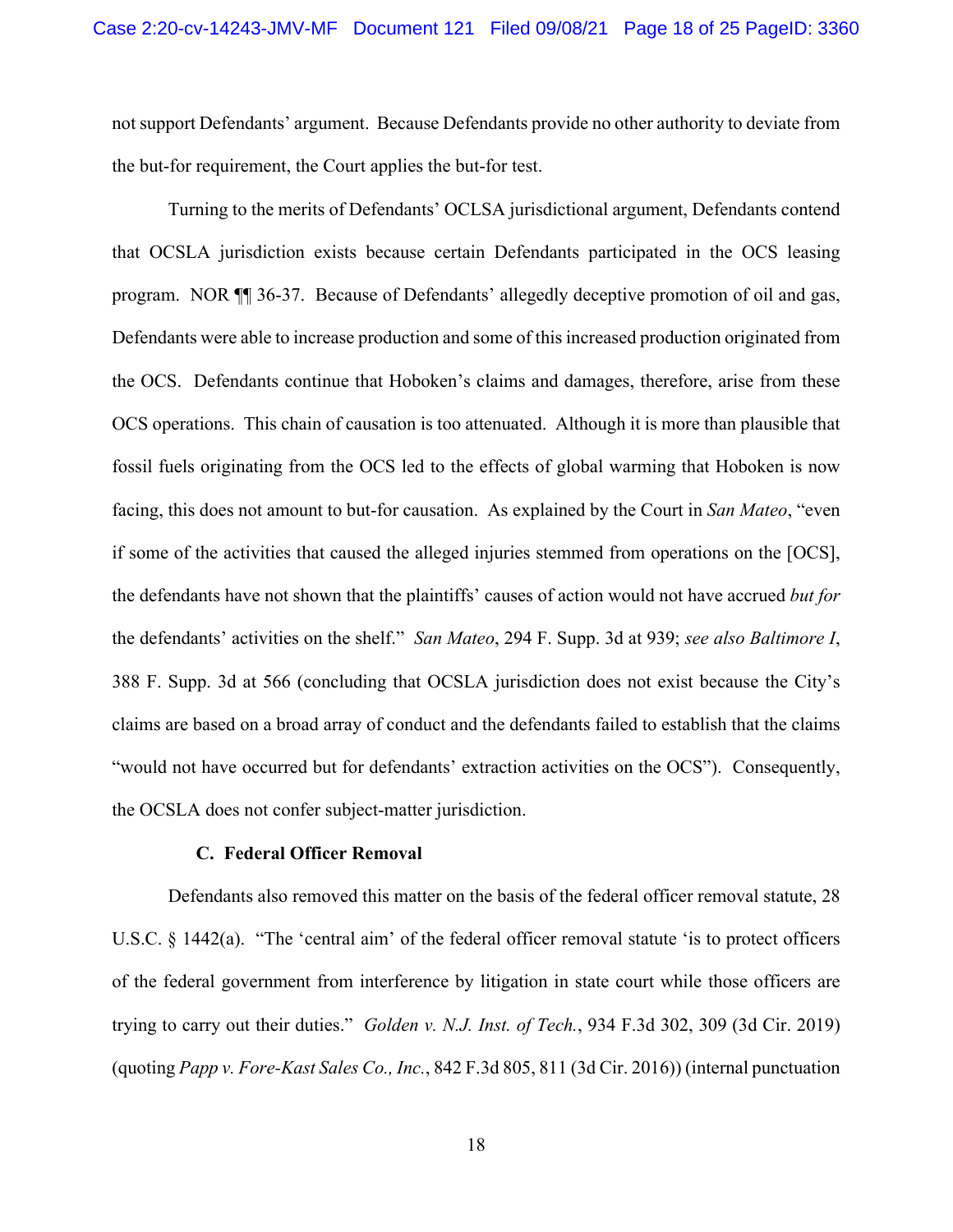not support Defendants' argument. Because Defendants provide no other authority to deviate from the but-for requirement, the Court applies the but-for test.

Turning to the merits of Defendants' OCLSA jurisdictional argument, Defendants contend that OCSLA jurisdiction exists because certain Defendants participated in the OCS leasing program. NOR ¶¶ 36-37. Because of Defendants' allegedly deceptive promotion of oil and gas, Defendants were able to increase production and some of this increased production originated from the OCS. Defendants continue that Hoboken's claims and damages, therefore, arise from these OCS operations. This chain of causation is too attenuated. Although it is more than plausible that fossil fuels originating from the OCS led to the effects of global warming that Hoboken is now facing, this does not amount to but-for causation. As explained by the Court in *San Mateo*, "even if some of the activities that caused the alleged injuries stemmed from operations on the [OCS], the defendants have not shown that the plaintiffs' causes of action would not have accrued *but for* the defendants' activities on the shelf." *San Mateo*, 294 F. Supp. 3d at 939; *see also Baltimore I*, 388 F. Supp. 3d at 566 (concluding that OCSLA jurisdiction does not exist because the City's claims are based on a broad array of conduct and the defendants failed to establish that the claims "would not have occurred but for defendants' extraction activities on the OCS"). Consequently, the OCSLA does not confer subject-matter jurisdiction.

### C. Federal Officer Removal

Defendants also removed this matter on the basis of the federal officer removal statute, 28 U.S.C. § 1442(a). "The 'central aim' of the federal officer removal statute 'is to protect officers of the federal government from interference by litigation in state court while those officers are trying to carry out their duties." *Golden v. N.J. Inst. of Tech.*, 934 F.3d 302, 309 (3d Cir. 2019) (quoting *Papp v. Fore-Kast Sales Co., Inc.*, 842 F.3d 805, 811 (3d Cir. 2016)) (internal punctuation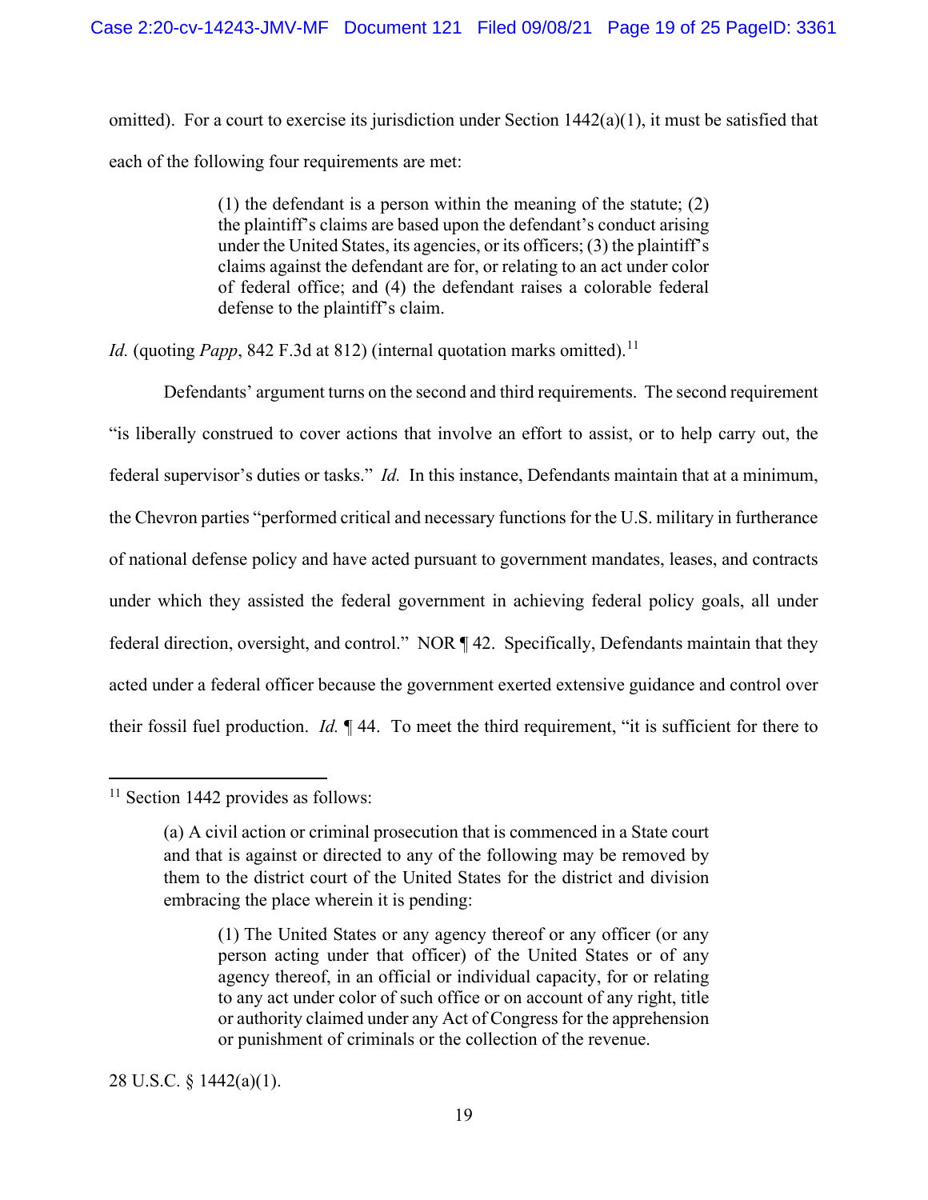omitted). For a court to exercise its jurisdiction under Section 1442(a)(1), it must be satisfied that each of the following four requirements are met:

> (1) the defendant is a person within the meaning of the statute; (2) the plaintiff's claims are based upon the defendant's conduct arising under the United States, its agencies, or its officers; (3) the plaintiff's claims against the defendant are for, or relating to an act under color of federal office; and (4) the defendant raises a colorable federal defense to the plaintiff's claim.

*Id.* (quoting *Papp*, 842 F.3d at 812) (internal quotation marks omitted).[11]

Defendants' argument turns on the second and third requirements. The second requirement "is liberally construed to cover actions that involve an effort to assist, or to help carry out, the federal supervisor's duties or tasks." *Id.* In this instance, Defendants maintain that at a minimum, the Chevron parties "performed critical and necessary functions for the U.S. military in furtherance of national defense policy and have acted pursuant to government mandates, leases, and contracts under which they assisted the federal government in achieving federal policy goals, all under federal direction, oversight, and control." NOR ¶ 42. Specifically, Defendants maintain that they acted under a federal officer because the government exerted extensive guidance and control over their fossil fuel production. *Id.* ¶ 44. To meet the third requirement, "it is sufficient for there to

---

[11] Section 1442 provides as follows:

> (a) A civil action or criminal prosecution that is commenced in a State court and that is against or directed to any of the following may be removed by them to the district court of the United States for the district and division embracing the place wherein it is pending:
>
> > (1) The United States or any agency thereof or any officer (or any person acting under that officer) of the United States or of any agency thereof, in an official or individual capacity, for or relating to any act under color of such office or on account of any right, title or authority claimed under any Act of Congress for the apprehension or punishment of criminals or the collection of the revenue.

28 U.S.C. § 1442(a)(1).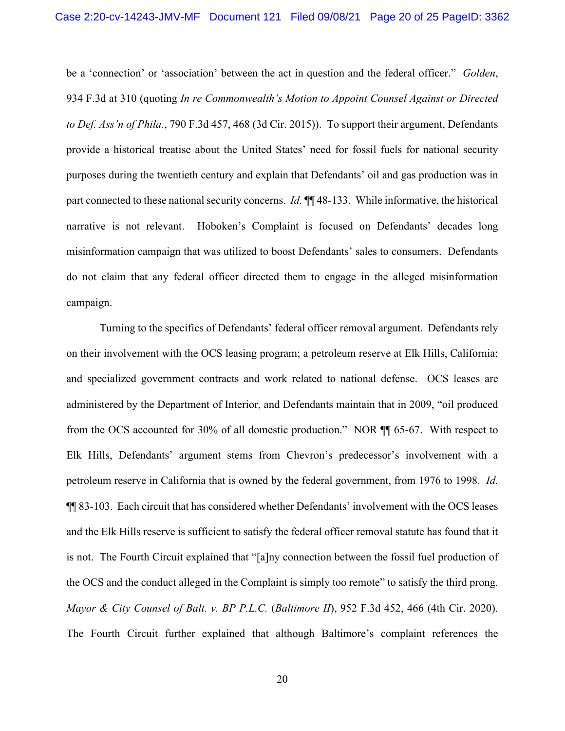be a 'connection' or 'association' between the act in question and the federal officer." *Golden*, 934 F.3d at 310 (quoting *In re Commonwealth's Motion to Appoint Counsel Against or Directed to Def. Ass'n of Phila.*, 790 F.3d 457, 468 (3d Cir. 2015)). To support their argument, Defendants provide a historical treatise about the United States' need for fossil fuels for national security purposes during the twentieth century and explain that Defendants' oil and gas production was in part connected to these national security concerns. *Id.* ¶¶ 48-133. While informative, the historical narrative is not relevant. Hoboken's Complaint is focused on Defendants' decades long misinformation campaign that was utilized to boost Defendants' sales to consumers. Defendants do not claim that any federal officer directed them to engage in the alleged misinformation campaign.

Turning to the specifics of Defendants' federal officer removal argument. Defendants rely on their involvement with the OCS leasing program; a petroleum reserve at Elk Hills, California; and specialized government contracts and work related to national defense. OCS leases are administered by the Department of Interior, and Defendants maintain that in 2009, "oil produced from the OCS accounted for 30% of all domestic production." NOR ¶¶ 65-67. With respect to Elk Hills, Defendants' argument stems from Chevron's predecessor's involvement with a petroleum reserve in California that is owned by the federal government, from 1976 to 1998. *Id.* ¶¶ 83-103. Each circuit that has considered whether Defendants' involvement with the OCS leases and the Elk Hills reserve is sufficient to satisfy the federal officer removal statute has found that it is not. The Fourth Circuit explained that "[a]ny connection between the fossil fuel production of the OCS and the conduct alleged in the Complaint is simply too remote" to satisfy the third prong. *Mayor & City Counsel of Balt. v. BP P.L.C.* (*Baltimore II*), 952 F.3d 452, 466 (4th Cir. 2020). The Fourth Circuit further explained that although Baltimore's complaint references the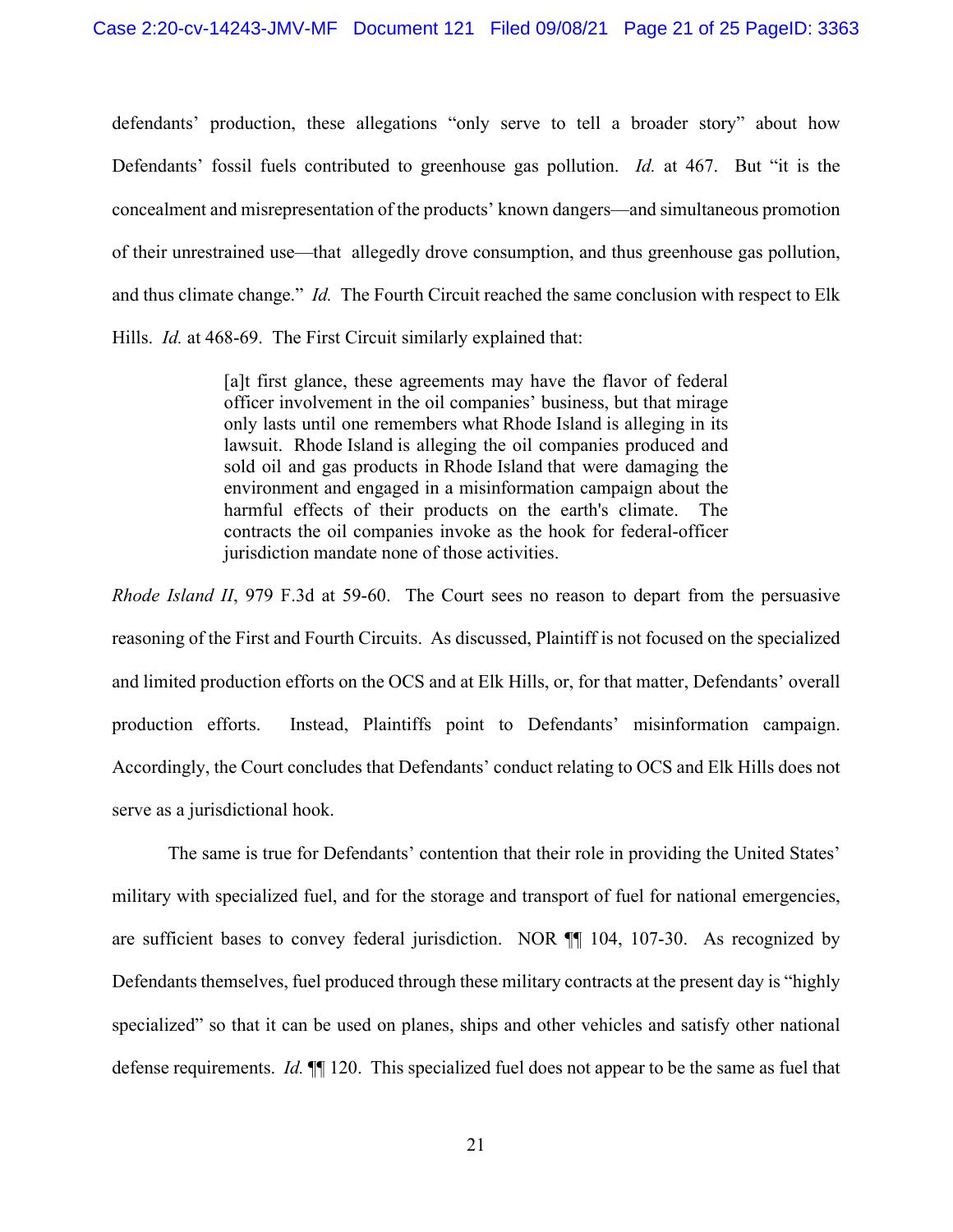defendants' production, these allegations "only serve to tell a broader story" about how Defendants' fossil fuels contributed to greenhouse gas pollution. *Id.* at 467. But "it is the concealment and misrepresentation of the products' known dangers—and simultaneous promotion of their unrestrained use—that allegedly drove consumption, and thus greenhouse gas pollution, and thus climate change." *Id.* The Fourth Circuit reached the same conclusion with respect to Elk Hills. *Id.* at 468-69. The First Circuit similarly explained that:

> [a]t first glance, these agreements may have the flavor of federal officer involvement in the oil companies' business, but that mirage only lasts until one remembers what Rhode Island is alleging in its lawsuit. Rhode Island is alleging the oil companies produced and sold oil and gas products in Rhode Island that were damaging the environment and engaged in a misinformation campaign about the harmful effects of their products on the earth's climate. The contracts the oil companies invoke as the hook for federal-officer jurisdiction mandate none of those activities.

*Rhode Island II*, 979 F.3d at 59-60. The Court sees no reason to depart from the persuasive reasoning of the First and Fourth Circuits. As discussed, Plaintiff is not focused on the specialized and limited production efforts on the OCS and at Elk Hills, or, for that matter, Defendants' overall production efforts. Instead, Plaintiffs point to Defendants' misinformation campaign. Accordingly, the Court concludes that Defendants' conduct relating to OCS and Elk Hills does not serve as a jurisdictional hook.

The same is true for Defendants' contention that their role in providing the United States' military with specialized fuel, and for the storage and transport of fuel for national emergencies, are sufficient bases to convey federal jurisdiction. NOR ¶¶ 104, 107-30. As recognized by Defendants themselves, fuel produced through these military contracts at the present day is "highly specialized" so that it can be used on planes, ships and other vehicles and satisfy other national defense requirements. *Id.* ¶¶ 120. This specialized fuel does not appear to be the same as fuel that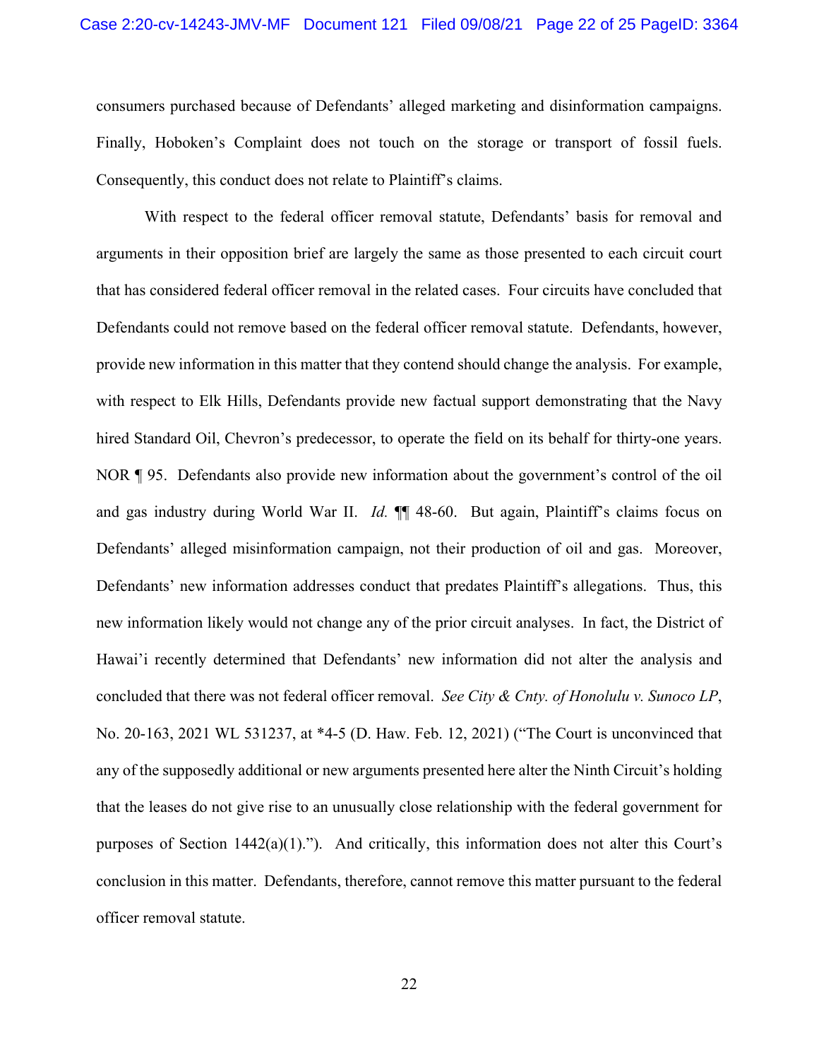consumers purchased because of Defendants' alleged marketing and disinformation campaigns. Finally, Hoboken's Complaint does not touch on the storage or transport of fossil fuels. Consequently, this conduct does not relate to Plaintiff's claims.

With respect to the federal officer removal statute, Defendants' basis for removal and arguments in their opposition brief are largely the same as those presented to each circuit court that has considered federal officer removal in the related cases. Four circuits have concluded that Defendants could not remove based on the federal officer removal statute. Defendants, however, provide new information in this matter that they contend should change the analysis. For example, with respect to Elk Hills, Defendants provide new factual support demonstrating that the Navy hired Standard Oil, Chevron's predecessor, to operate the field on its behalf for thirty-one years. NOR ¶ 95. Defendants also provide new information about the government's control of the oil and gas industry during World War II. *Id.* ¶¶ 48-60. But again, Plaintiff's claims focus on Defendants' alleged misinformation campaign, not their production of oil and gas. Moreover, Defendants' new information addresses conduct that predates Plaintiff's allegations. Thus, this new information likely would not change any of the prior circuit analyses. In fact, the District of Hawai'i recently determined that Defendants' new information did not alter the analysis and concluded that there was not federal officer removal. *See City & Cnty. of Honolulu v. Sunoco LP*, No. 20-163, 2021 WL 531237, at *4-5 (D. Haw. Feb. 12, 2021) ("The Court is unconvinced that any of the supposedly additional or new arguments presented here alter the Ninth Circuit's holding that the leases do not give rise to an unusually close relationship with the federal government for purposes of Section 1442(a)(1)."). And critically, this information does not alter this Court's conclusion in this matter. Defendants, therefore, cannot remove this matter pursuant to the federal officer removal statute.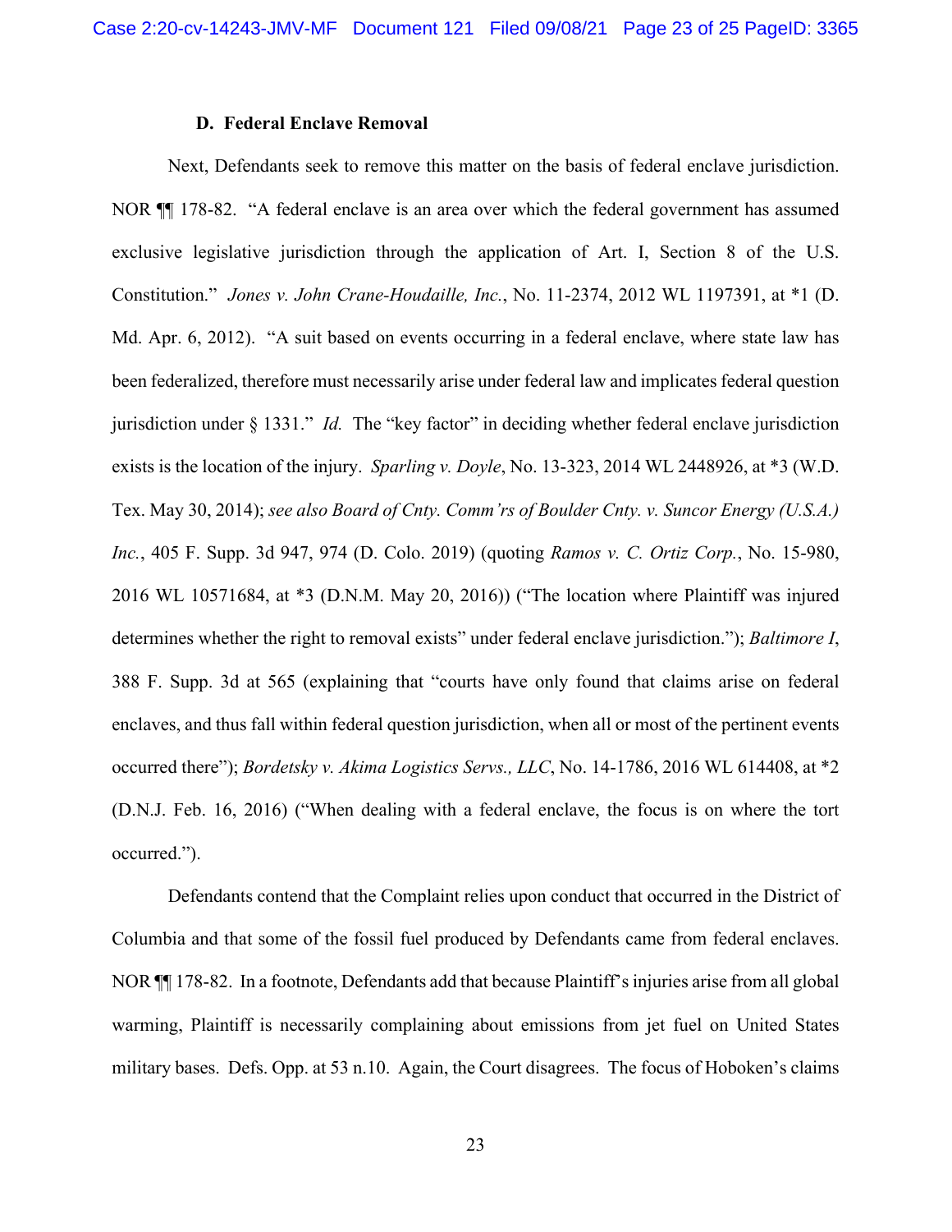### D. Federal Enclave Removal

Next, Defendants seek to remove this matter on the basis of federal enclave jurisdiction. NOR ¶¶ 178-82. "A federal enclave is an area over which the federal government has assumed exclusive legislative jurisdiction through the application of Art. I, Section 8 of the U.S. Constitution." *Jones v. John Crane-Houdaille, Inc.*, No. 11-2374, 2012 WL 1197391, at *1 (D. Md. Apr. 6, 2012). "A suit based on events occurring in a federal enclave, where state law has been federalized, therefore must necessarily arise under federal law and implicates federal question jurisdiction under § 1331." *Id.* The "key factor" in deciding whether federal enclave jurisdiction exists is the location of the injury. *Sparling v. Doyle*, No. 13-323, 2014 WL 2448926, at *3 (W.D. Tex. May 30, 2014); *see also Board of Cnty. Comm'rs of Boulder Cnty. v. Suncor Energy (U.S.A.) Inc.*, 405 F. Supp. 3d 947, 974 (D. Colo. 2019) (quoting *Ramos v. C. Ortiz Corp.*, No. 15-980, 2016 WL 10571684, at *3 (D.N.M. May 20, 2016)) ("The location where Plaintiff was injured determines whether the right to removal exists" under federal enclave jurisdiction."); *Baltimore I*, 388 F. Supp. 3d at 565 (explaining that "courts have only found that claims arise on federal enclaves, and thus fall within federal question jurisdiction, when all or most of the pertinent events occurred there"); *Bordetsky v. Akima Logistics Servs., LLC*, No. 14-1786, 2016 WL 614408, at *2 (D.N.J. Feb. 16, 2016) ("When dealing with a federal enclave, the focus is on where the tort occurred.").

Defendants contend that the Complaint relies upon conduct that occurred in the District of Columbia and that some of the fossil fuel produced by Defendants came from federal enclaves. NOR ¶¶ 178-82. In a footnote, Defendants add that because Plaintiff's injuries arise from all global warming, Plaintiff is necessarily complaining about emissions from jet fuel on United States military bases. Defs. Opp. at 53 n.10. Again, the Court disagrees. The focus of Hoboken's claims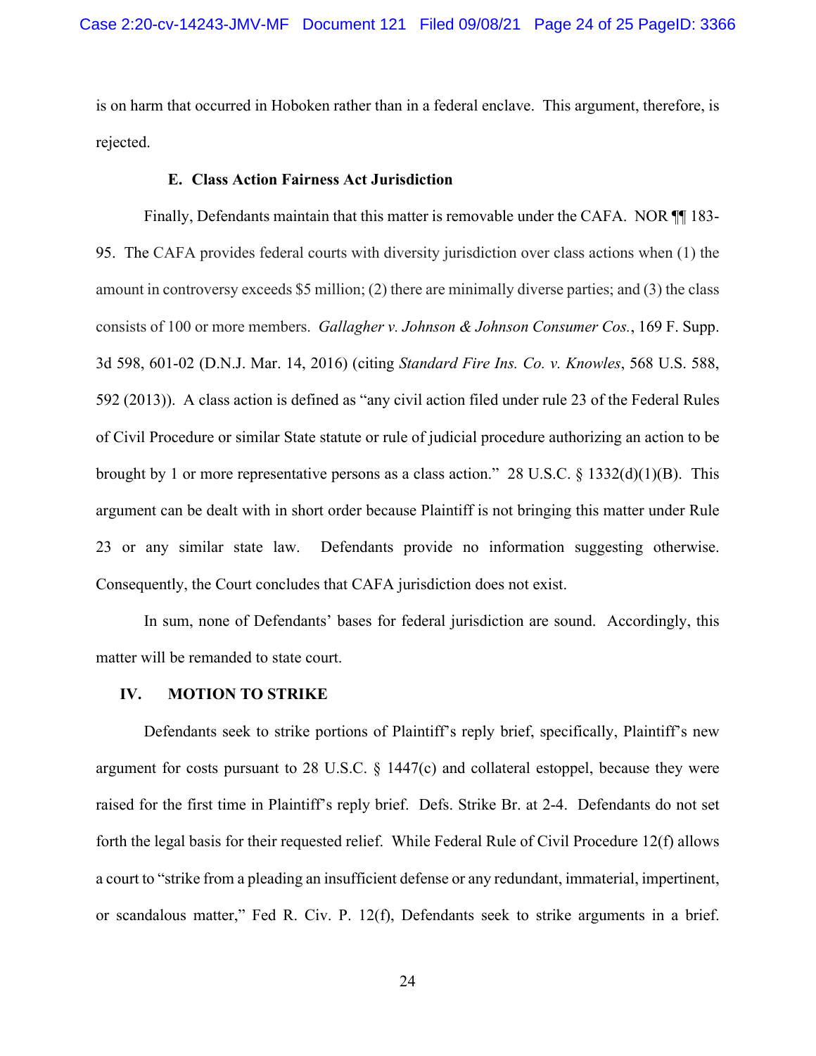is on harm that occurred in Hoboken rather than in a federal enclave. This argument, therefore, is rejected.

### E. Class Action Fairness Act Jurisdiction

Finally, Defendants maintain that this matter is removable under the CAFA. NOR ¶¶ 183-95. The CAFA provides federal courts with diversity jurisdiction over class actions when (1) the amount in controversy exceeds $5 million; (2) there are minimally diverse parties; and (3) the class consists of 100 or more members. *Gallagher v. Johnson & Johnson Consumer Cos.*, 169 F. Supp. 3d 598, 601-02 (D.N.J. Mar. 14, 2016) (citing *Standard Fire Ins. Co. v. Knowles*, 568 U.S. 588, 592 (2013)). A class action is defined as "any civil action filed under rule 23 of the Federal Rules of Civil Procedure or similar State statute or rule of judicial procedure authorizing an action to be brought by 1 or more representative persons as a class action." 28 U.S.C. § 1332(d)(1)(B). This argument can be dealt with in short order because Plaintiff is not bringing this matter under Rule 23 or any similar state law. Defendants provide no information suggesting otherwise. Consequently, the Court concludes that CAFA jurisdiction does not exist.

In sum, none of Defendants' bases for federal jurisdiction are sound. Accordingly, this matter will be remanded to state court.

## IV. MOTION TO STRIKE

Defendants seek to strike portions of Plaintiff's reply brief, specifically, Plaintiff's new argument for costs pursuant to 28 U.S.C. § 1447(c) and collateral estoppel, because they were raised for the first time in Plaintiff's reply brief. Defs. Strike Br. at 2-4. Defendants do not set forth the legal basis for their requested relief. While Federal Rule of Civil Procedure 12(f) allows a court to "strike from a pleading an insufficient defense or any redundant, immaterial, impertinent, or scandalous matter," Fed R. Civ. P. 12(f), Defendants seek to strike arguments in a brief.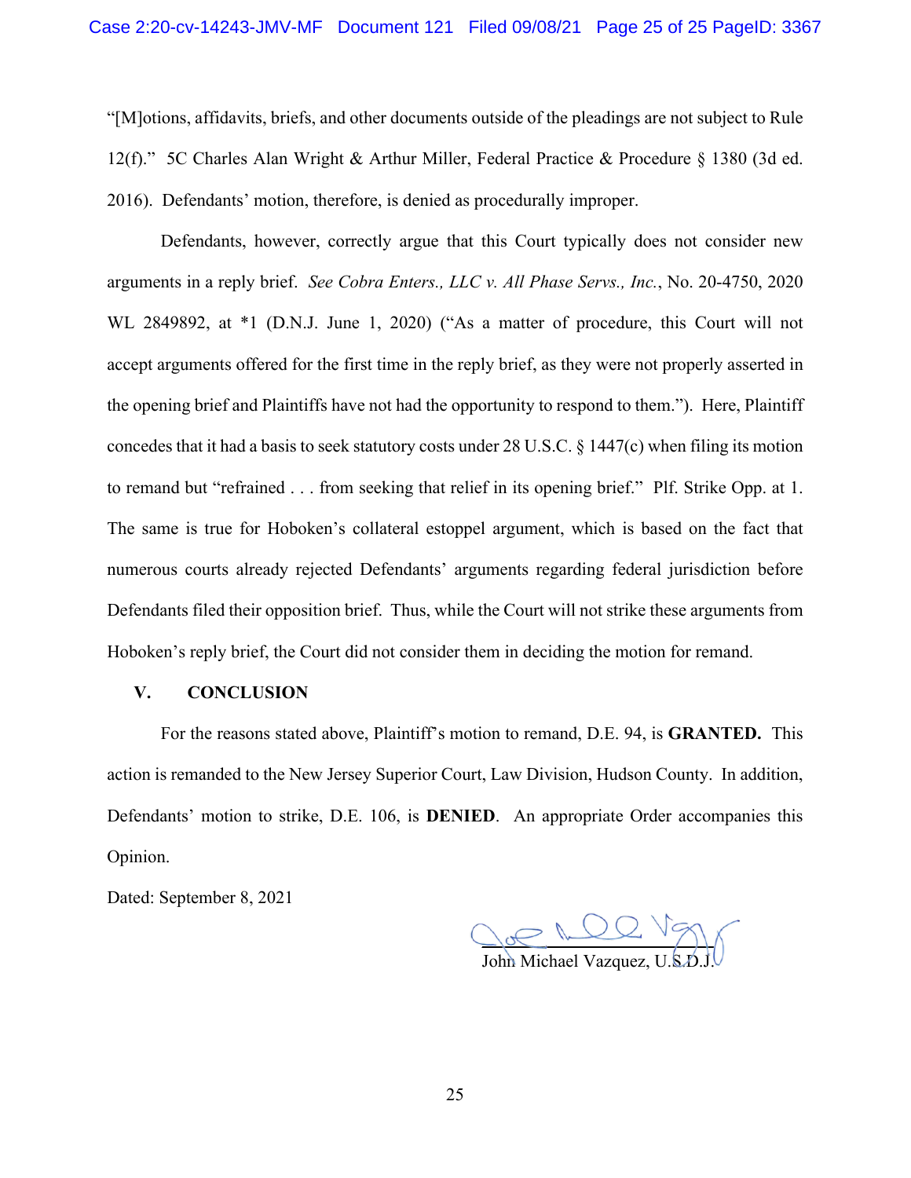"[M]otions, affidavits, briefs, and other documents outside of the pleadings are not subject to Rule 12(f)." 5C Charles Alan Wright & Arthur Miller, Federal Practice & Procedure § 1380 (3d ed. 2016). Defendants' motion, therefore, is denied as procedurally improper.

Defendants, however, correctly argue that this Court typically does not consider new arguments in a reply brief. *See Cobra Enters., LLC v. All Phase Servs., Inc.*, No. 20-4750, 2020 WL 2849892, at *1 (D.N.J. June 1, 2020) ("As a matter of procedure, this Court will not accept arguments offered for the first time in the reply brief, as they were not properly asserted in the opening brief and Plaintiffs have not had the opportunity to respond to them."). Here, Plaintiff concedes that it had a basis to seek statutory costs under 28 U.S.C. § 1447(c) when filing its motion to remand but "refrained . . . from seeking that relief in its opening brief." Plf. Strike Opp. at 1. The same is true for Hoboken's collateral estoppel argument, which is based on the fact that numerous courts already rejected Defendants' arguments regarding federal jurisdiction before Defendants filed their opposition brief. Thus, while the Court will not strike these arguments from Hoboken's reply brief, the Court did not consider them in deciding the motion for remand.

## V. CONCLUSION

For the reasons stated above, Plaintiff's motion to remand, D.E. 94, is **GRANTED.** This action is remanded to the New Jersey Superior Court, Law Division, Hudson County. In addition, Defendants' motion to strike, D.E. 106, is **DENIED**. An appropriate Order accompanies this Opinion.

Dated: September 8, 2021

John Michael Vazquez, U.S.D.J.